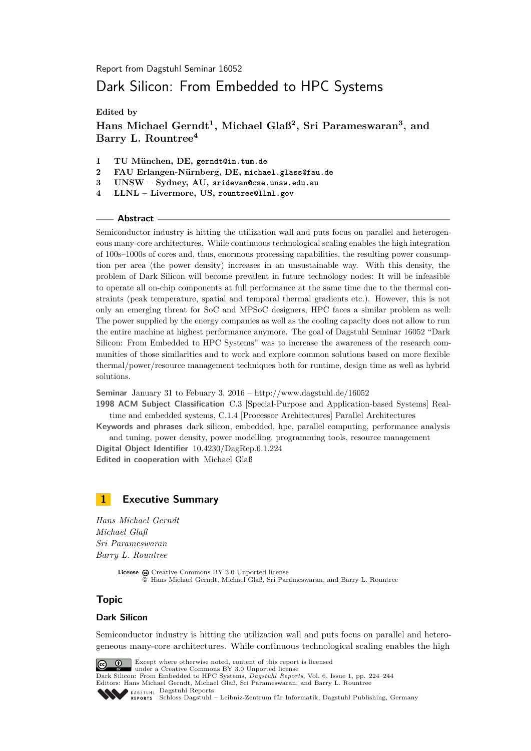Report from Dagstuhl Seminar 16052

# Dark Silicon: From Embedded to HPC Systems

**Edited by**

**Hans Michael Gerndt[1], Michael Glaß[2], Sri Parameswaran[3], and Barry L. Rountree[4]**

1. **TU München, DE,** gerndt@in.tum.de
2. **FAU Erlangen-Nürnberg, DE,** michael.glass@fau.de
3. **UNSW – Sydney, AU,** sridevan@cse.unsw.edu.au
4. **LLNL – Livermore, US,** rountree@llnl.gov

## Abstract

Semiconductor industry is hitting the utilization wall and puts focus on parallel and heterogeneous many-core architectures. While continuous technological scaling enables the high integration of 100s–1000s of cores and, thus, enormous processing capabilities, the resulting power consumption per area (the power density) increases in an unsustainable way. With this density, the problem of Dark Silicon will become prevalent in future technology nodes: It will be infeasible to operate all on-chip components at full performance at the same time due to the thermal constraints (peak temperature, spatial and temporal thermal gradients etc.). However, this is not only an emerging threat for SoC and MPSoC designers, HPC faces a similar problem as well: The power supplied by the energy companies as well as the cooling capacity does not allow to run the entire machine at highest performance anymore. The goal of Dagstuhl Seminar 16052 "Dark Silicon: From Embedded to HPC Systems" was to increase the awareness of the research communities of those similarities and to work and explore common solutions based on more flexible thermal/power/resource management techniques both for runtime, design time as well as hybrid solutions.

**Seminar** January 31 to Febuary 3, 2016 – http://www.dagstuhl.de/16052

**1998 ACM Subject Classification** C.3 [Special-Purpose and Application-based Systems] Real-time and embedded systems, C.1.4 [Processor Architectures] Parallel Architectures

**Keywords and phrases** dark silicon, embedded, hpc, parallel computing, performance analysis and tuning, power density, power modelling, programming tools, resource management

**Digital Object Identifier** 10.4230/DagRep.6.1.224

**Edited in cooperation with** Michael Glaß

## 1 Executive Summary

*Hans Michael Gerndt*
*Michael Glaß*
*Sri Parameswaran*
*Barry L. Rountree*

**License** Creative Commons BY 3.0 Unported license
© Hans Michael Gerndt, Michael Glaß, Sri Parameswaran, and Barry L. Rountree

## Topic

### Dark Silicon

Semiconductor industry is hitting the utilization wall and puts focus on parallel and heterogeneous many-core architectures. While continuous technological scaling enables the high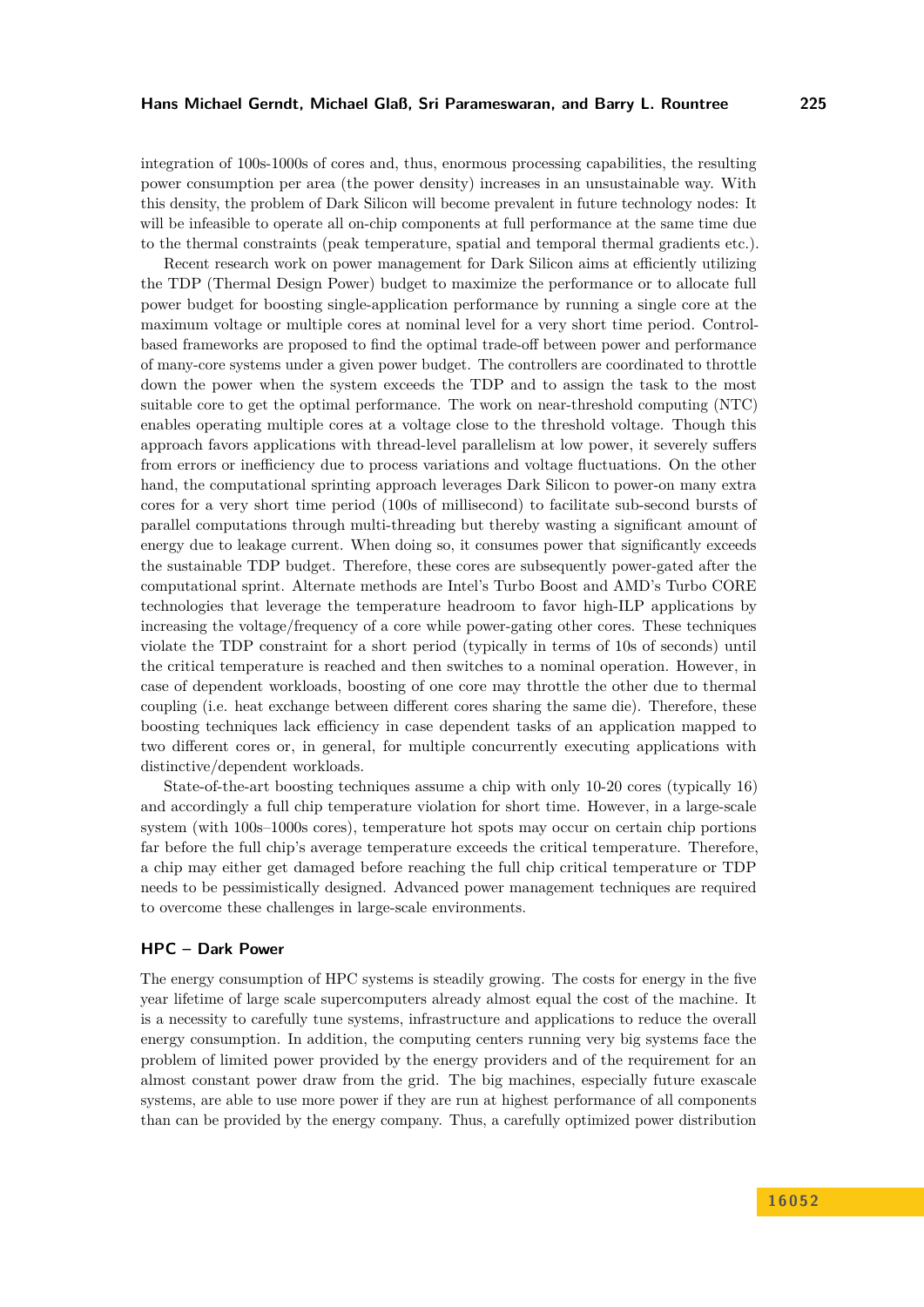integration of 100s-1000s of cores and, thus, enormous processing capabilities, the resulting power consumption per area (the power density) increases in an unsustainable way. With this density, the problem of Dark Silicon will become prevalent in future technology nodes: It will be infeasible to operate all on-chip components at full performance at the same time due to the thermal constraints (peak temperature, spatial and temporal thermal gradients etc.).

Recent research work on power management for Dark Silicon aims at efficiently utilizing the TDP (Thermal Design Power) budget to maximize the performance or to allocate full power budget for boosting single-application performance by running a single core at the maximum voltage or multiple cores at nominal level for a very short time period. Control-based frameworks are proposed to find the optimal trade-off between power and performance of many-core systems under a given power budget. The controllers are coordinated to throttle down the power when the system exceeds the TDP and to assign the task to the most suitable core to get the optimal performance. The work on near-threshold computing (NTC) enables operating multiple cores at a voltage close to the threshold voltage. Though this approach favors applications with thread-level parallelism at low power, it severely suffers from errors or inefficiency due to process variations and voltage fluctuations. On the other hand, the computational sprinting approach leverages Dark Silicon to power-on many extra cores for a very short time period (100s of millisecond) to facilitate sub-second bursts of parallel computations through multi-threading but thereby wasting a significant amount of energy due to leakage current. When doing so, it consumes power that significantly exceeds the sustainable TDP budget. Therefore, these cores are subsequently power-gated after the computational sprint. Alternate methods are Intel's Turbo Boost and AMD's Turbo CORE technologies that leverage the temperature headroom to favor high-ILP applications by increasing the voltage/frequency of a core while power-gating other cores. These techniques violate the TDP constraint for a short period (typically in terms of 10s of seconds) until the critical temperature is reached and then switches to a nominal operation. However, in case of dependent workloads, boosting of one core may throttle the other due to thermal coupling (i.e. heat exchange between different cores sharing the same die). Therefore, these boosting techniques lack efficiency in case dependent tasks of an application mapped to two different cores or, in general, for multiple concurrently executing applications with distinctive/dependent workloads.

State-of-the-art boosting techniques assume a chip with only 10-20 cores (typically 16) and accordingly a full chip temperature violation for short time. However, in a large-scale system (with 100s–1000s cores), temperature hot spots may occur on certain chip portions far before the full chip's average temperature exceeds the critical temperature. Therefore, a chip may either get damaged before reaching the full chip critical temperature or TDP needs to be pessimistically designed. Advanced power management techniques are required to overcome these challenges in large-scale environments.

### HPC – Dark Power

The energy consumption of HPC systems is steadily growing. The costs for energy in the five year lifetime of large scale supercomputers already almost equal the cost of the machine. It is a necessity to carefully tune systems, infrastructure and applications to reduce the overall energy consumption. In addition, the computing centers running very big systems face the problem of limited power provided by the energy providers and of the requirement for an almost constant power draw from the grid. The big machines, especially future exascale systems, are able to use more power if they are run at highest performance of all components than can be provided by the energy company. Thus, a carefully optimized power distribution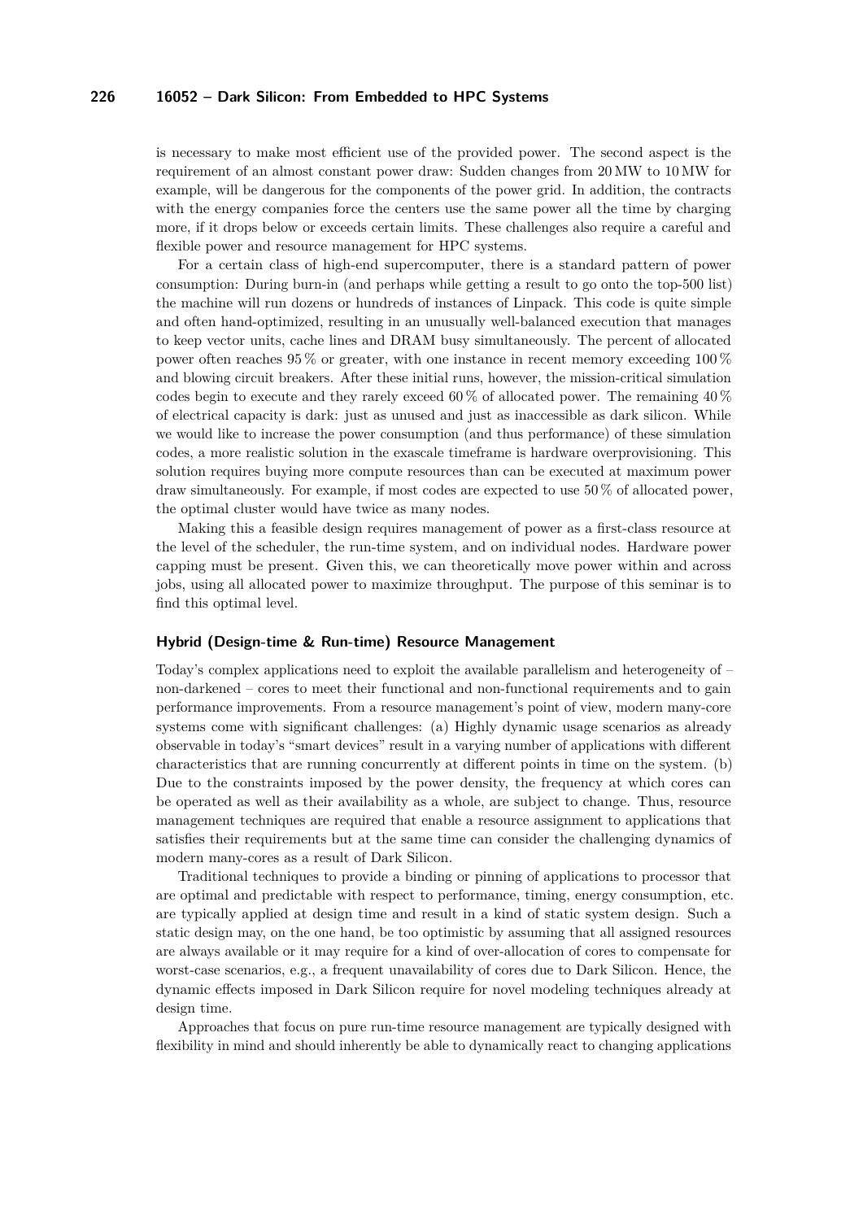is necessary to make most efficient use of the provided power. The second aspect is the requirement of an almost constant power draw: Sudden changes from 20 MW to 10 MW for example, will be dangerous for the components of the power grid. In addition, the contracts with the energy companies force the centers use the same power all the time by charging more, if it drops below or exceeds certain limits. These challenges also require a careful and flexible power and resource management for HPC systems.

For a certain class of high-end supercomputer, there is a standard pattern of power consumption: During burn-in (and perhaps while getting a result to go onto the top-500 list) the machine will run dozens or hundreds of instances of Linpack. This code is quite simple and often hand-optimized, resulting in an unusually well-balanced execution that manages to keep vector units, cache lines and DRAM busy simultaneously. The percent of allocated power often reaches 95 % or greater, with one instance in recent memory exceeding 100 % and blowing circuit breakers. After these initial runs, however, the mission-critical simulation codes begin to execute and they rarely exceed 60 % of allocated power. The remaining 40 % of electrical capacity is dark: just as unused and just as inaccessible as dark silicon. While we would like to increase the power consumption (and thus performance) of these simulation codes, a more realistic solution in the exascale timeframe is hardware overprovisioning. This solution requires buying more compute resources than can be executed at maximum power draw simultaneously. For example, if most codes are expected to use 50 % of allocated power, the optimal cluster would have twice as many nodes.

Making this a feasible design requires management of power as a first-class resource at the level of the scheduler, the run-time system, and on individual nodes. Hardware power capping must be present. Given this, we can theoretically move power within and across jobs, using all allocated power to maximize throughput. The purpose of this seminar is to find this optimal level.

#### Hybrid (Design-time & Run-time) Resource Management

Today's complex applications need to exploit the available parallelism and heterogeneity of – non-darkened – cores to meet their functional and non-functional requirements and to gain performance improvements. From a resource management's point of view, modern many-core systems come with significant challenges: (a) Highly dynamic usage scenarios as already observable in today's "smart devices" result in a varying number of applications with different characteristics that are running concurrently at different points in time on the system. (b) Due to the constraints imposed by the power density, the frequency at which cores can be operated as well as their availability as a whole, are subject to change. Thus, resource management techniques are required that enable a resource assignment to applications that satisfies their requirements but at the same time can consider the challenging dynamics of modern many-cores as a result of Dark Silicon.

Traditional techniques to provide a binding or pinning of applications to processor that are optimal and predictable with respect to performance, timing, energy consumption, etc. are typically applied at design time and result in a kind of static system design. Such a static design may, on the one hand, be too optimistic by assuming that all assigned resources are always available or it may require for a kind of over-allocation of cores to compensate for worst-case scenarios, e.g., a frequent unavailability of cores due to Dark Silicon. Hence, the dynamic effects imposed in Dark Silicon require for novel modeling techniques already at design time.

Approaches that focus on pure run-time resource management are typically designed with flexibility in mind and should inherently be able to dynamically react to changing applications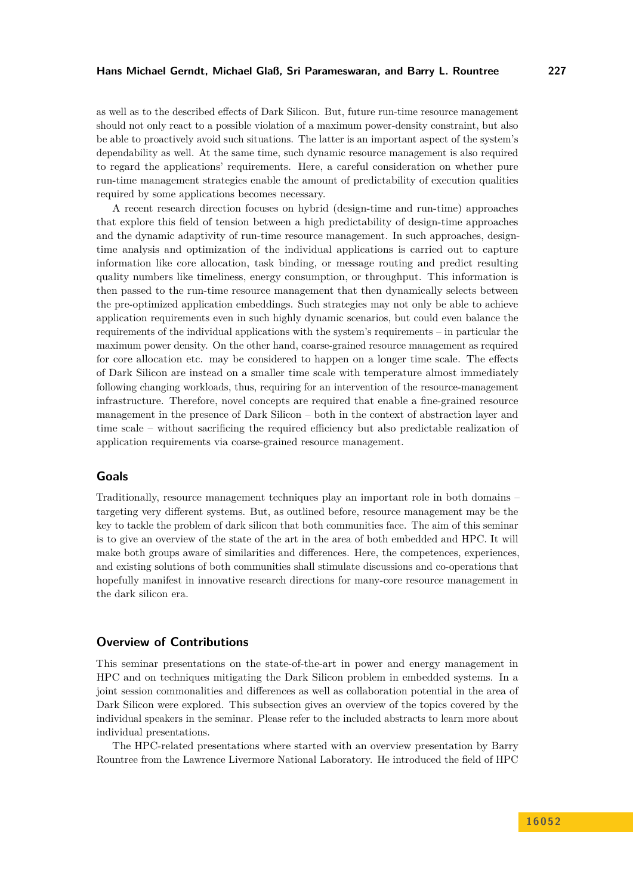as well as to the described effects of Dark Silicon. But, future run-time resource management should not only react to a possible violation of a maximum power-density constraint, but also be able to proactively avoid such situations. The latter is an important aspect of the system's dependability as well. At the same time, such dynamic resource management is also required to regard the applications' requirements. Here, a careful consideration on whether pure run-time management strategies enable the amount of predictability of execution qualities required by some applications becomes necessary.

A recent research direction focuses on hybrid (design-time and run-time) approaches that explore this field of tension between a high predictability of design-time approaches and the dynamic adaptivity of run-time resource management. In such approaches, design-time analysis and optimization of the individual applications is carried out to capture information like core allocation, task binding, or message routing and predict resulting quality numbers like timeliness, energy consumption, or throughput. This information is then passed to the run-time resource management that then dynamically selects between the pre-optimized application embeddings. Such strategies may not only be able to achieve application requirements even in such highly dynamic scenarios, but could even balance the requirements of the individual applications with the system's requirements – in particular the maximum power density. On the other hand, coarse-grained resource management as required for core allocation etc. may be considered to happen on a longer time scale. The effects of Dark Silicon are instead on a smaller time scale with temperature almost immediately following changing workloads, thus, requiring for an intervention of the resource-management infrastructure. Therefore, novel concepts are required that enable a fine-grained resource management in the presence of Dark Silicon – both in the context of abstraction layer and time scale – without sacrificing the required efficiency but also predictable realization of application requirements via coarse-grained resource management.

## Goals

Traditionally, resource management techniques play an important role in both domains – targeting very different systems. But, as outlined before, resource management may be the key to tackle the problem of dark silicon that both communities face. The aim of this seminar is to give an overview of the state of the art in the area of both embedded and HPC. It will make both groups aware of similarities and differences. Here, the competences, experiences, and existing solutions of both communities shall stimulate discussions and co-operations that hopefully manifest in innovative research directions for many-core resource management in the dark silicon era.

## Overview of Contributions

This seminar presentations on the state-of-the-art in power and energy management in HPC and on techniques mitigating the Dark Silicon problem in embedded systems. In a joint session commonalities and differences as well as collaboration potential in the area of Dark Silicon were explored. This subsection gives an overview of the topics covered by the individual speakers in the seminar. Please refer to the included abstracts to learn more about individual presentations.

The HPC-related presentations where started with an overview presentation by Barry Rountree from the Lawrence Livermore National Laboratory. He introduced the field of HPC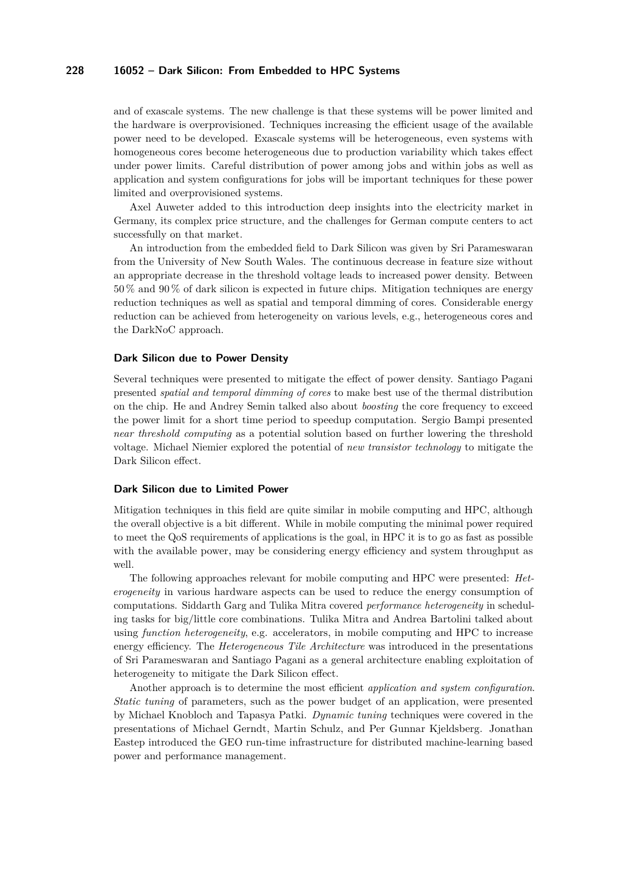and of exascale systems. The new challenge is that these systems will be power limited and the hardware is overprovisioned. Techniques increasing the efficient usage of the available power need to be developed. Exascale systems will be heterogeneous, even systems with homogeneous cores become heterogeneous due to production variability which takes effect under power limits. Careful distribution of power among jobs and within jobs as well as application and system configurations for jobs will be important techniques for these power limited and overprovisioned systems.

Axel Auweter added to this introduction deep insights into the electricity market in Germany, its complex price structure, and the challenges for German compute centers to act successfully on that market.

An introduction from the embedded field to Dark Silicon was given by Sri Parameswaran from the University of New South Wales. The continuous decrease in feature size without an appropriate decrease in the threshold voltage leads to increased power density. Between 50 % and 90 % of dark silicon is expected in future chips. Mitigation techniques are energy reduction techniques as well as spatial and temporal dimming of cores. Considerable energy reduction can be achieved from heterogeneity on various levels, e.g., heterogeneous cores and the DarkNoC approach.

### Dark Silicon due to Power Density

Several techniques were presented to mitigate the effect of power density. Santiago Pagani presented *spatial and temporal dimming of cores* to make best use of the thermal distribution on the chip. He and Andrey Semin talked also about *boosting* the core frequency to exceed the power limit for a short time period to speedup computation. Sergio Bampi presented *near threshold computing* as a potential solution based on further lowering the threshold voltage. Michael Niemier explored the potential of *new transistor technology* to mitigate the Dark Silicon effect.

### Dark Silicon due to Limited Power

Mitigation techniques in this field are quite similar in mobile computing and HPC, although the overall objective is a bit different. While in mobile computing the minimal power required to meet the QoS requirements of applications is the goal, in HPC it is to go as fast as possible with the available power, may be considering energy efficiency and system throughput as well.

The following approaches relevant for mobile computing and HPC were presented: *Heterogeneity* in various hardware aspects can be used to reduce the energy consumption of computations. Siddarth Garg and Tulika Mitra covered *performance heterogeneity* in scheduling tasks for big/little core combinations. Tulika Mitra and Andrea Bartolini talked about using *function heterogeneity*, e.g. accelerators, in mobile computing and HPC to increase energy efficiency. The *Heterogeneous Tile Architecture* was introduced in the presentations of Sri Parameswaran and Santiago Pagani as a general architecture enabling exploitation of heterogeneity to mitigate the Dark Silicon effect.

Another approach is to determine the most efficient *application and system configuration*. *Static tuning* of parameters, such as the power budget of an application, were presented by Michael Knobloch and Tapasya Patki. *Dynamic tuning* techniques were covered in the presentations of Michael Gerndt, Martin Schulz, and Per Gunnar Kjeldsberg. Jonathan Eastep introduced the GEO run-time infrastructure for distributed machine-learning based power and performance management.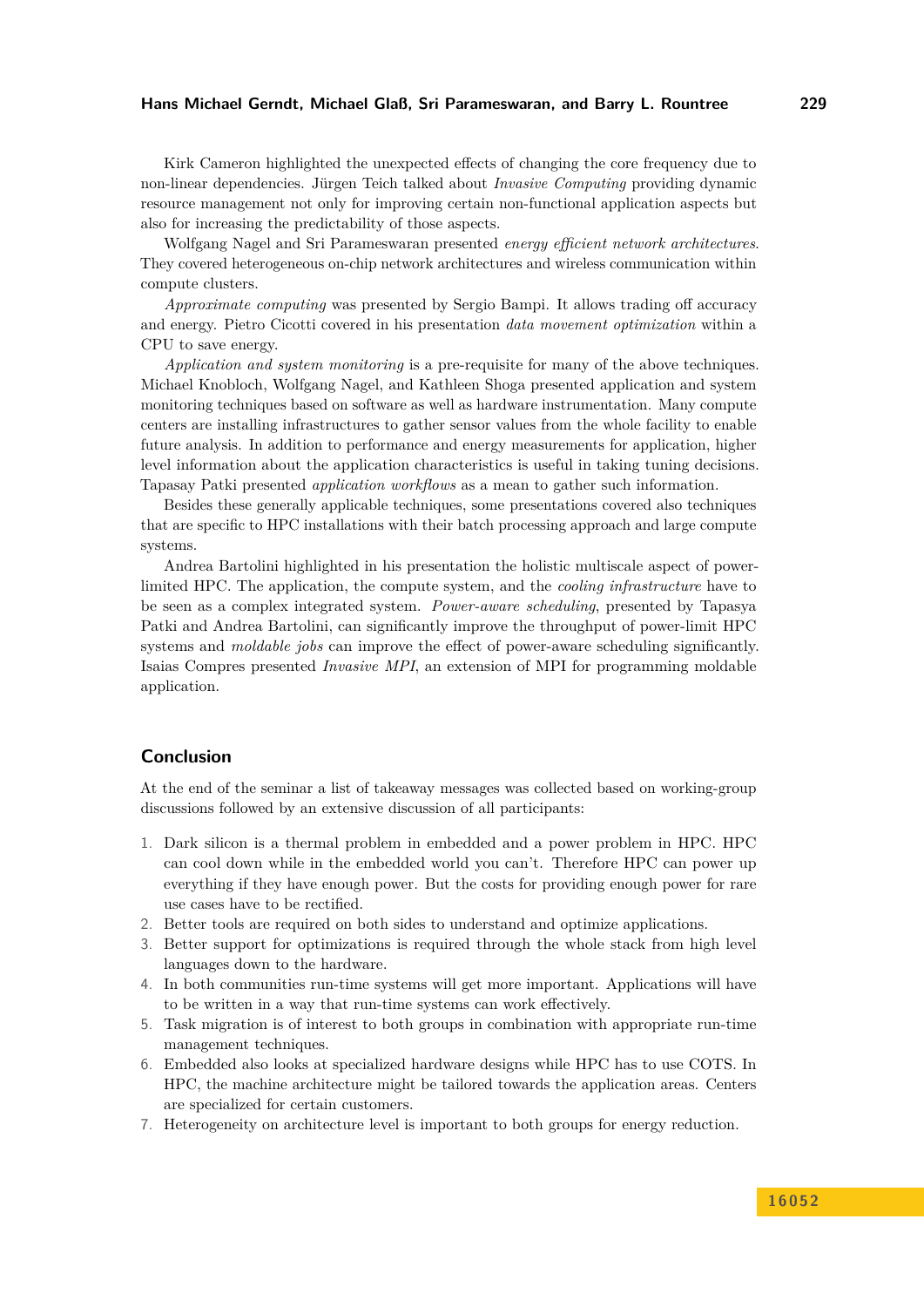Kirk Cameron highlighted the unexpected effects of changing the core frequency due to non-linear dependencies. Jürgen Teich talked about *Invasive Computing* providing dynamic resource management not only for improving certain non-functional application aspects but also for increasing the predictability of those aspects.

Wolfgang Nagel and Sri Parameswaran presented *energy efficient network architectures*. They covered heterogeneous on-chip network architectures and wireless communication within compute clusters.

*Approximate computing* was presented by Sergio Bampi. It allows trading off accuracy and energy. Pietro Cicotti covered in his presentation *data movement optimization* within a CPU to save energy.

*Application and system monitoring* is a pre-requisite for many of the above techniques. Michael Knobloch, Wolfgang Nagel, and Kathleen Shoga presented application and system monitoring techniques based on software as well as hardware instrumentation. Many compute centers are installing infrastructures to gather sensor values from the whole facility to enable future analysis. In addition to performance and energy measurements for application, higher level information about the application characteristics is useful in taking tuning decisions. Tapasay Patki presented *application workflows* as a mean to gather such information.

Besides these generally applicable techniques, some presentations covered also techniques that are specific to HPC installations with their batch processing approach and large compute systems.

Andrea Bartolini highlighted in his presentation the holistic multiscale aspect of power-limited HPC. The application, the compute system, and the *cooling infrastructure* have to be seen as a complex integrated system. *Power-aware scheduling*, presented by Tapasya Patki and Andrea Bartolini, can significantly improve the throughput of power-limit HPC systems and *moldable jobs* can improve the effect of power-aware scheduling significantly. Isaias Compres presented *Invasive MPI*, an extension of MPI for programming moldable application.

## Conclusion

At the end of the seminar a list of takeaway messages was collected based on working-group discussions followed by an extensive discussion of all participants:

1. Dark silicon is a thermal problem in embedded and a power problem in HPC. HPC can cool down while in the embedded world you can't. Therefore HPC can power up everything if they have enough power. But the costs for providing enough power for rare use cases have to be rectified.
2. Better tools are required on both sides to understand and optimize applications.
3. Better support for optimizations is required through the whole stack from high level languages down to the hardware.
4. In both communities run-time systems will get more important. Applications will have to be written in a way that run-time systems can work effectively.
5. Task migration is of interest to both groups in combination with appropriate run-time management techniques.
6. Embedded also looks at specialized hardware designs while HPC has to use COTS. In HPC, the machine architecture might be tailored towards the application areas. Centers are specialized for certain customers.
7. Heterogeneity on architecture level is important to both groups for energy reduction.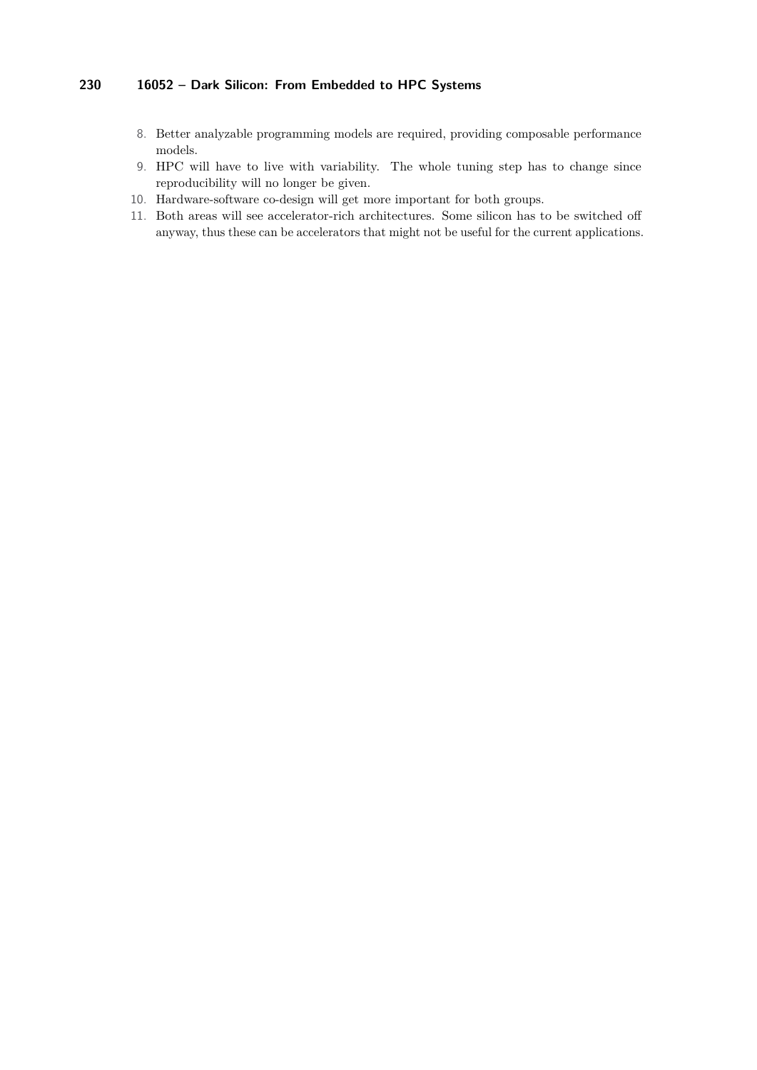8. Better analyzable programming models are required, providing composable performance models.
9. HPC will have to live with variability. The whole tuning step has to change since reproducibility will no longer be given.
10. Hardware-software co-design will get more important for both groups.
11. Both areas will see accelerator-rich architectures. Some silicon has to be switched off anyway, thus these can be accelerators that might not be useful for the current applications.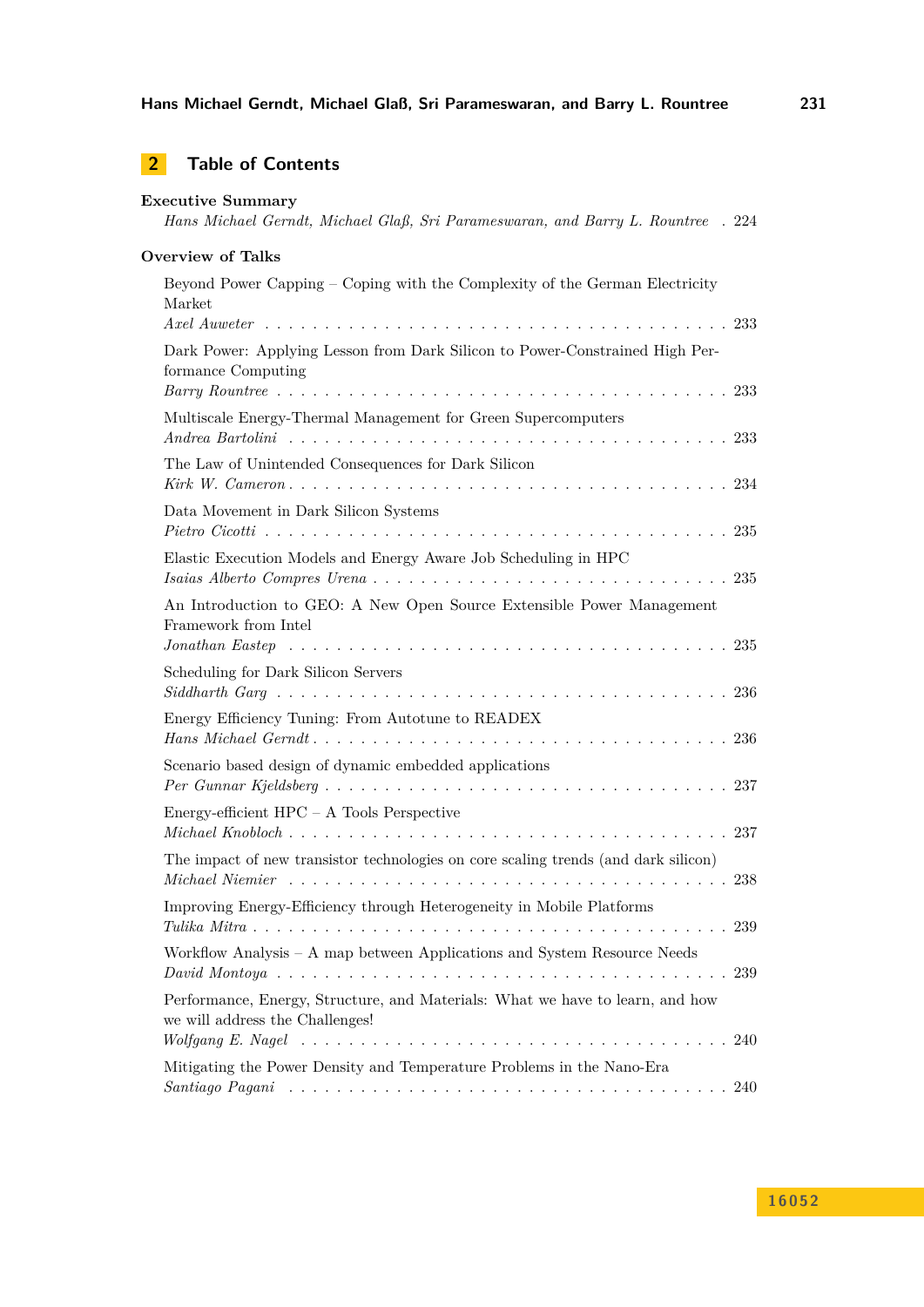## 2 Table of Contents

**Executive Summary**

*Hans Michael Gerndt, Michael Glaß, Sri Parameswaran, and Barry L. Rountree* . 224

**Overview of Talks**

Beyond Power Capping – Coping with the Complexity of the German Electricity Market
*Axel Auweter* . . . . . . . . . . . . . . . . . . . . . . . . . . . . . . . . . . . . 233

Dark Power: Applying Lesson from Dark Silicon to Power-Constrained High Performance Computing
*Barry Rountree* . . . . . . . . . . . . . . . . . . . . . . . . . . . . . . . . . . . 233

Multiscale Energy-Thermal Management for Green Supercomputers
*Andrea Bartolini* . . . . . . . . . . . . . . . . . . . . . . . . . . . . . . . . . . 233

The Law of Unintended Consequences for Dark Silicon
*Kirk W. Cameron* . . . . . . . . . . . . . . . . . . . . . . . . . . . . . . . . . 234

Data Movement in Dark Silicon Systems
*Pietro Cicotti* . . . . . . . . . . . . . . . . . . . . . . . . . . . . . . . . . . . 235

Elastic Execution Models and Energy Aware Job Scheduling in HPC
*Isaias Alberto Compres Urena* . . . . . . . . . . . . . . . . . . . . . . . . . . 235

An Introduction to GEO: A New Open Source Extensible Power Management Framework from Intel
*Jonathan Eastep* . . . . . . . . . . . . . . . . . . . . . . . . . . . . . . . . . . 235

Scheduling for Dark Silicon Servers
*Siddharth Garg* . . . . . . . . . . . . . . . . . . . . . . . . . . . . . . . . . . 236

Energy Efficiency Tuning: From Autotune to READEX
*Hans Michael Gerndt* . . . . . . . . . . . . . . . . . . . . . . . . . . . . . . . 236

Scenario based design of dynamic embedded applications
*Per Gunnar Kjeldsberg* . . . . . . . . . . . . . . . . . . . . . . . . . . . . . . 237

Energy-efficient HPC – A Tools Perspective
*Michael Knobloch* . . . . . . . . . . . . . . . . . . . . . . . . . . . . . . . . . 237

The impact of new transistor technologies on core scaling trends (and dark silicon)
*Michael Niemier* . . . . . . . . . . . . . . . . . . . . . . . . . . . . . . . . . . 238

Improving Energy-Efficiency through Heterogeneity in Mobile Platforms
*Tulika Mitra* . . . . . . . . . . . . . . . . . . . . . . . . . . . . . . . . . . . . 239

Workflow Analysis – A map between Applications and System Resource Needs
*David Montoya* . . . . . . . . . . . . . . . . . . . . . . . . . . . . . . . . . . . 239

Performance, Energy, Structure, and Materials: What we have to learn, and how we will address the Challenges!
*Wolfgang E. Nagel* . . . . . . . . . . . . . . . . . . . . . . . . . . . . . . . . . 240

Mitigating the Power Density and Temperature Problems in the Nano-Era
*Santiago Pagani* . . . . . . . . . . . . . . . . . . . . . . . . . . . . . . . . . . 240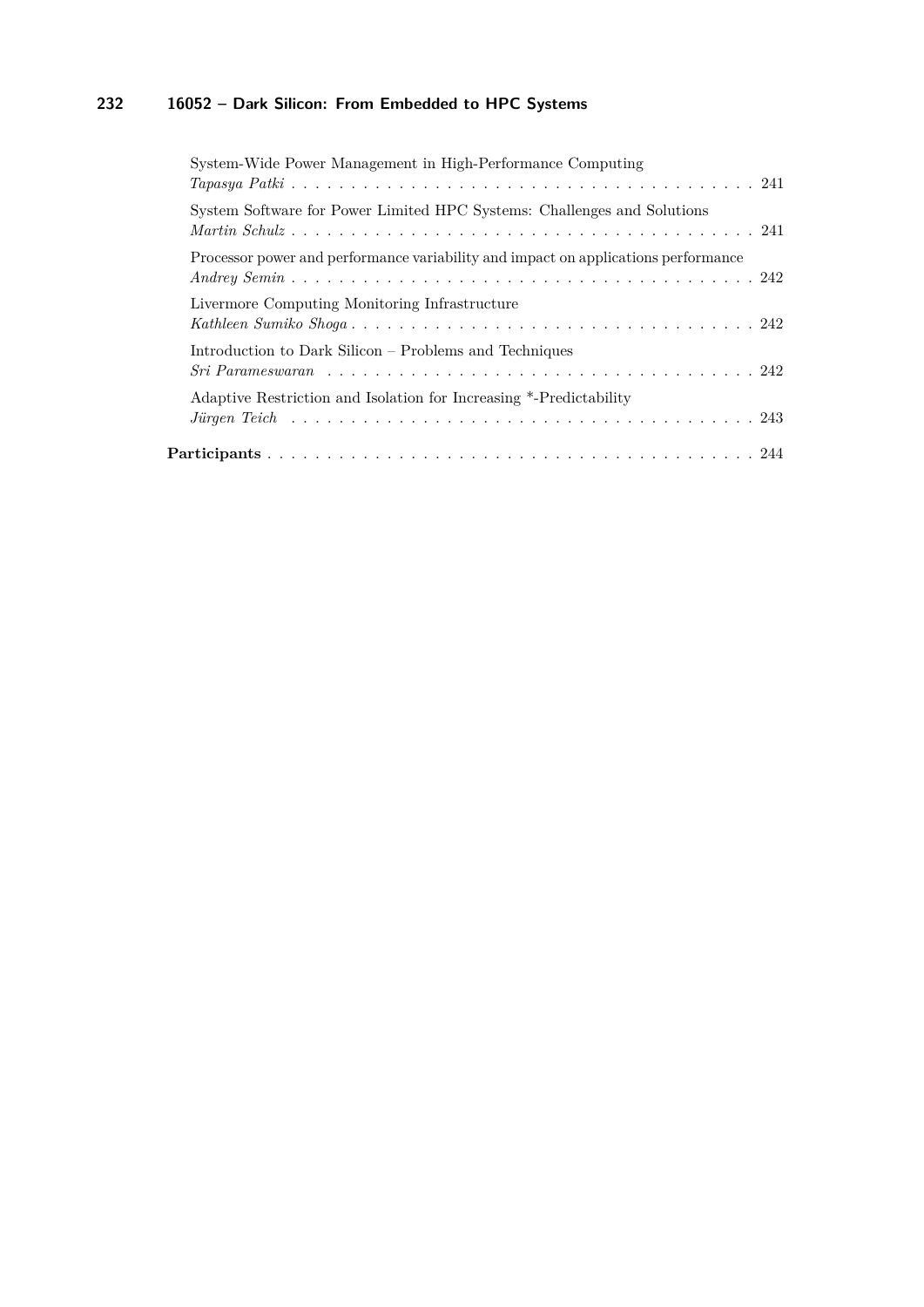System-Wide Power Management in High-Performance Computing
*Tapasya Patki* . . . . . . . . . . . . . . . . . . . . . . . . . . . . . . . . . . . . . . . 241

System Software for Power Limited HPC Systems: Challenges and Solutions
*Martin Schulz* . . . . . . . . . . . . . . . . . . . . . . . . . . . . . . . . . . . . . . . 241

Processor power and performance variability and impact on applications performance
*Andrey Semin* . . . . . . . . . . . . . . . . . . . . . . . . . . . . . . . . . . . . . . . 242

Livermore Computing Monitoring Infrastructure
*Kathleen Sumiko Shoga* . . . . . . . . . . . . . . . . . . . . . . . . . . . . . . . . . . 242

Introduction to Dark Silicon – Problems and Techniques
*Sri Parameswaran* . . . . . . . . . . . . . . . . . . . . . . . . . . . . . . . . . . . . 242

Adaptive Restriction and Isolation for Increasing *-Predictability
*Jürgen Teich* . . . . . . . . . . . . . . . . . . . . . . . . . . . . . . . . . . . . . . . 243

**Participants** . . . . . . . . . . . . . . . . . . . . . . . . . . . . . . . . . . . . . . . . 244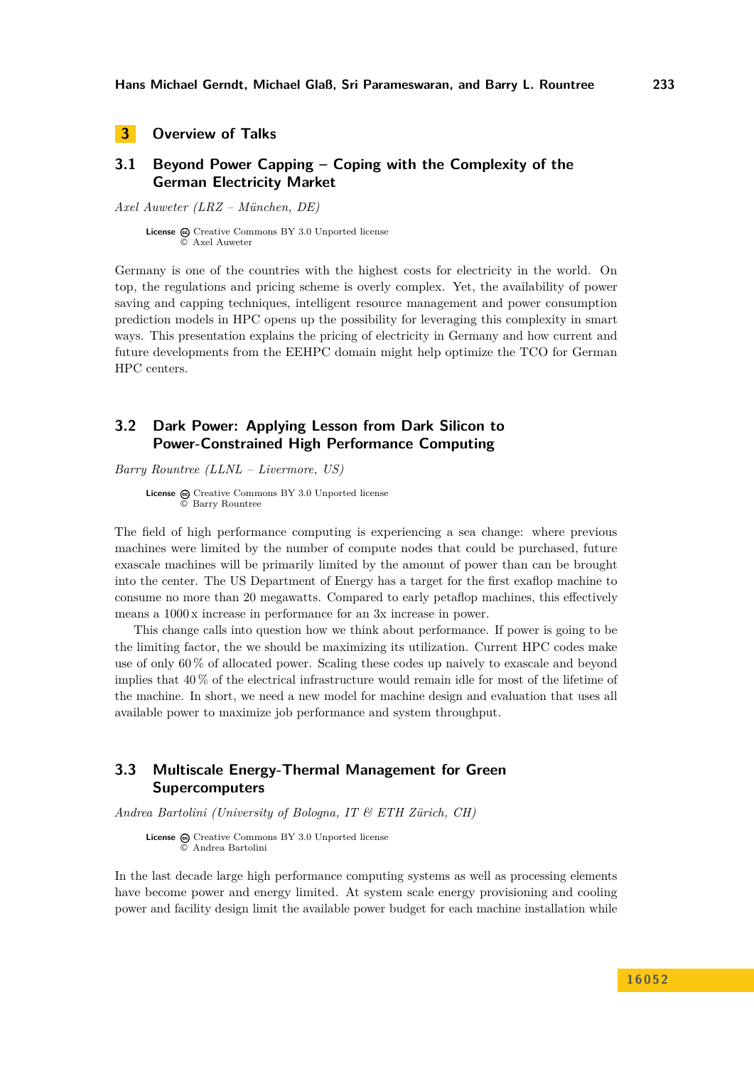# 3 Overview of Talks

## 3.1 Beyond Power Capping – Coping with the Complexity of the German Electricity Market

*Axel Auweter (LRZ – München, DE)*

**License** Creative Commons BY 3.0 Unported license
© Axel Auweter

Germany is one of the countries with the highest costs for electricity in the world. On top, the regulations and pricing scheme is overly complex. Yet, the availability of power saving and capping techniques, intelligent resource management and power consumption prediction models in HPC opens up the possibility for leveraging this complexity in smart ways. This presentation explains the pricing of electricity in Germany and how current and future developments from the EEHPC domain might help optimize the TCO for German HPC centers.

## 3.2 Dark Power: Applying Lesson from Dark Silicon to Power-Constrained High Performance Computing

*Barry Rountree (LLNL – Livermore, US)*

**License** Creative Commons BY 3.0 Unported license
© Barry Rountree

The field of high performance computing is experiencing a sea change: where previous machines were limited by the number of compute nodes that could be purchased, future exascale machines will be primarily limited by the amount of power than can be brought into the center. The US Department of Energy has a target for the first exaflop machine to consume no more than 20 megawatts. Compared to early petaflop machines, this effectively means a 1000 x increase in performance for an 3x increase in power.

This change calls into question how we think about performance. If power is going to be the limiting factor, the we should be maximizing its utilization. Current HPC codes make use of only 60 % of allocated power. Scaling these codes up naively to exascale and beyond implies that 40 % of the electrical infrastructure would remain idle for most of the lifetime of the machine. In short, we need a new model for machine design and evaluation that uses all available power to maximize job performance and system throughput.

## 3.3 Multiscale Energy-Thermal Management for Green Supercomputers

*Andrea Bartolini (University of Bologna, IT & ETH Zürich, CH)*

**License** Creative Commons BY 3.0 Unported license
© Andrea Bartolini

In the last decade large high performance computing systems as well as processing elements have become power and energy limited. At system scale energy provisioning and cooling power and facility design limit the available power budget for each machine installation while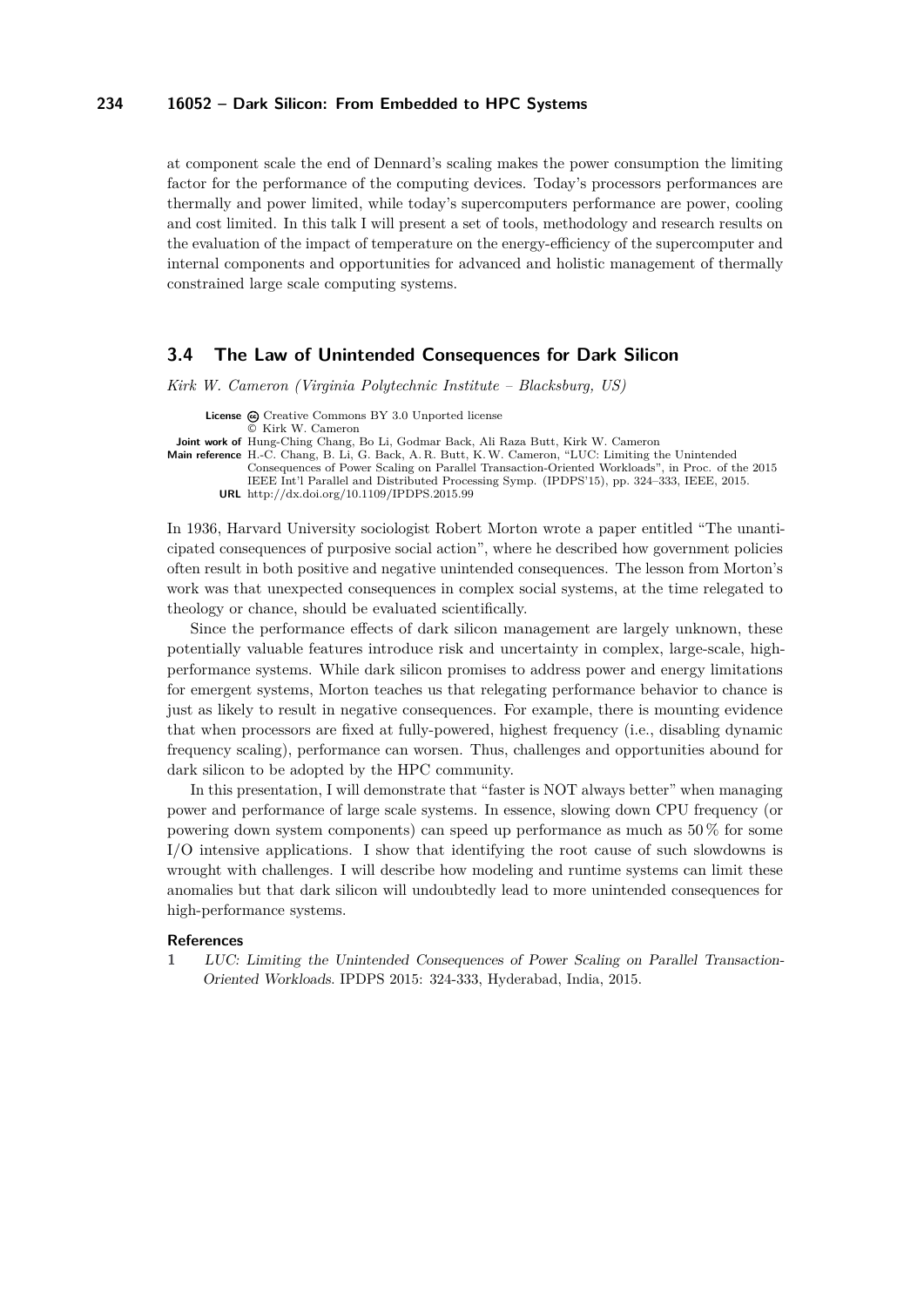at component scale the end of Dennard's scaling makes the power consumption the limiting factor for the performance of the computing devices. Today's processors performances are thermally and power limited, while today's supercomputers performance are power, cooling and cost limited. In this talk I will present a set of tools, methodology and research results on the evaluation of the impact of temperature on the energy-efficiency of the supercomputer and internal components and opportunities for advanced and holistic management of thermally constrained large scale computing systems.

## 3.4 The Law of Unintended Consequences for Dark Silicon

*Kirk W. Cameron (Virginia Polytechnic Institute – Blacksburg, US)*

**License** Creative Commons BY 3.0 Unported license
© Kirk W. Cameron
**Joint work of** Hung-Ching Chang, Bo Li, Godmar Back, Ali Raza Butt, Kirk W. Cameron
**Main reference** H.-C. Chang, B. Li, G. Back, A. R. Butt, K. W. Cameron, "LUC: Limiting the Unintended Consequences of Power Scaling on Parallel Transaction-Oriented Workloads", in Proc. of the 2015 IEEE Int'l Parallel and Distributed Processing Symp. (IPDPS'15), pp. 324–333, IEEE, 2015.
**URL** http://dx.doi.org/10.1109/IPDPS.2015.99

In 1936, Harvard University sociologist Robert Morton wrote a paper entitled "The unanticipated consequences of purposive social action", where he described how government policies often result in both positive and negative unintended consequences. The lesson from Morton's work was that unexpected consequences in complex social systems, at the time relegated to theology or chance, should be evaluated scientifically.

Since the performance effects of dark silicon management are largely unknown, these potentially valuable features introduce risk and uncertainty in complex, large-scale, high-performance systems. While dark silicon promises to address power and energy limitations for emergent systems, Morton teaches us that relegating performance behavior to chance is just as likely to result in negative consequences. For example, there is mounting evidence that when processors are fixed at fully-powered, highest frequency (i.e., disabling dynamic frequency scaling), performance can worsen. Thus, challenges and opportunities abound for dark silicon to be adopted by the HPC community.

In this presentation, I will demonstrate that "faster is NOT always better" when managing power and performance of large scale systems. In essence, slowing down CPU frequency (or powering down system components) can speed up performance as much as 50 % for some I/O intensive applications. I show that identifying the root cause of such slowdowns is wrought with challenges. I will describe how modeling and runtime systems can limit these anomalies but that dark silicon will undoubtedly lead to more unintended consequences for high-performance systems.

### References

1. *LUC: Limiting the Unintended Consequences of Power Scaling on Parallel Transaction-Oriented Workloads*. IPDPS 2015: 324-333, Hyderabad, India, 2015.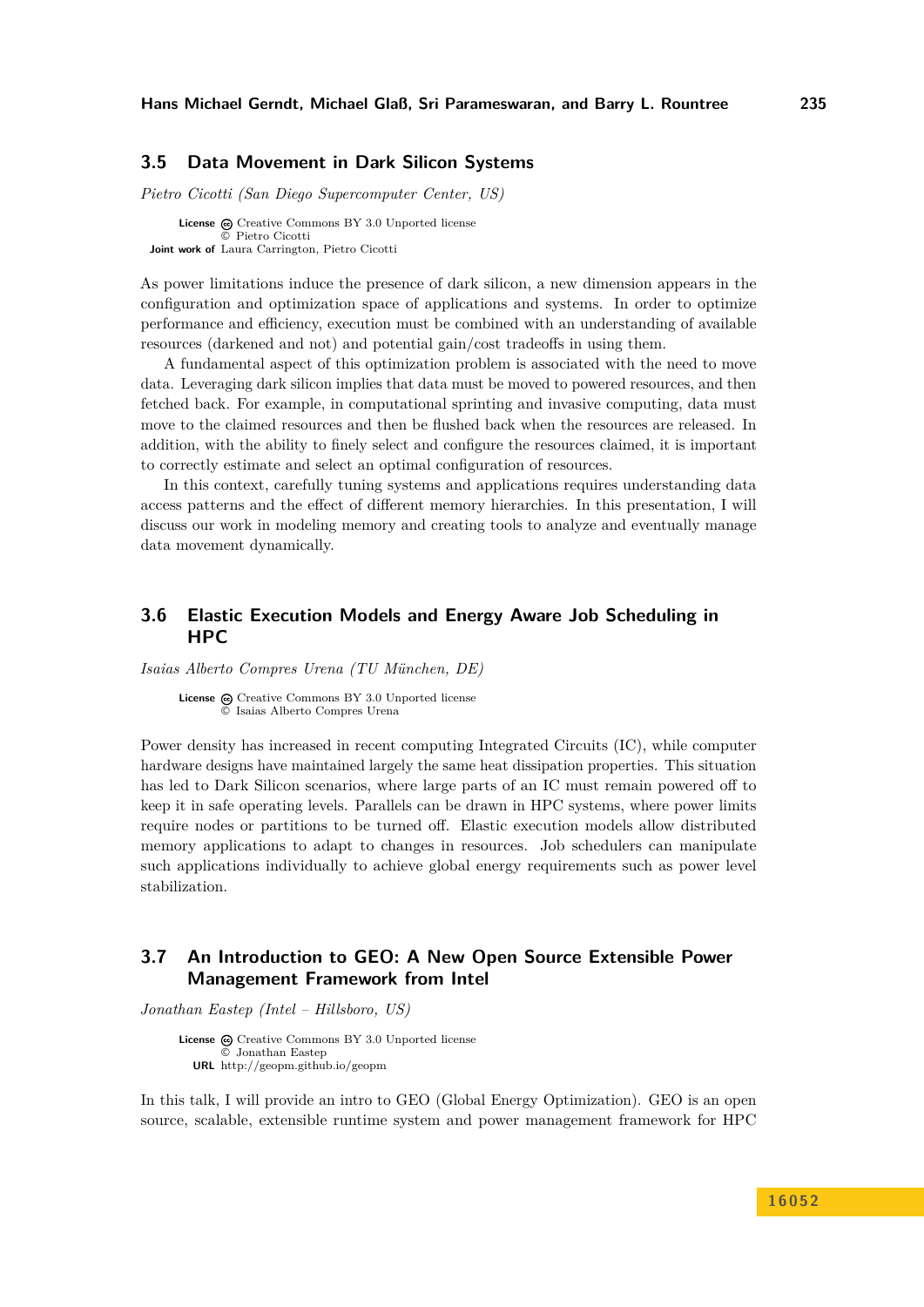## 3.5 Data Movement in Dark Silicon Systems

*Pietro Cicotti (San Diego Supercomputer Center, US)*

**License** Creative Commons BY 3.0 Unported license
© Pietro Cicotti
**Joint work of** Laura Carrington, Pietro Cicotti

As power limitations induce the presence of dark silicon, a new dimension appears in the configuration and optimization space of applications and systems. In order to optimize performance and efficiency, execution must be combined with an understanding of available resources (darkened and not) and potential gain/cost tradeoffs in using them.

A fundamental aspect of this optimization problem is associated with the need to move data. Leveraging dark silicon implies that data must be moved to powered resources, and then fetched back. For example, in computational sprinting and invasive computing, data must move to the claimed resources and then be flushed back when the resources are released. In addition, with the ability to finely select and configure the resources claimed, it is important to correctly estimate and select an optimal configuration of resources.

In this context, carefully tuning systems and applications requires understanding data access patterns and the effect of different memory hierarchies. In this presentation, I will discuss our work in modeling memory and creating tools to analyze and eventually manage data movement dynamically.

## 3.6 Elastic Execution Models and Energy Aware Job Scheduling in HPC

*Isaias Alberto Compres Urena (TU München, DE)*

**License** Creative Commons BY 3.0 Unported license
© Isaias Alberto Compres Urena

Power density has increased in recent computing Integrated Circuits (IC), while computer hardware designs have maintained largely the same heat dissipation properties. This situation has led to Dark Silicon scenarios, where large parts of an IC must remain powered off to keep it in safe operating levels. Parallels can be drawn in HPC systems, where power limits require nodes or partitions to be turned off. Elastic execution models allow distributed memory applications to adapt to changes in resources. Job schedulers can manipulate such applications individually to achieve global energy requirements such as power level stabilization.

## 3.7 An Introduction to GEO: A New Open Source Extensible Power Management Framework from Intel

*Jonathan Eastep (Intel – Hillsboro, US)*

**License** Creative Commons BY 3.0 Unported license
© Jonathan Eastep
**URL** http://geopm.github.io/geopm

In this talk, I will provide an intro to GEO (Global Energy Optimization). GEO is an open source, scalable, extensible runtime system and power management framework for HPC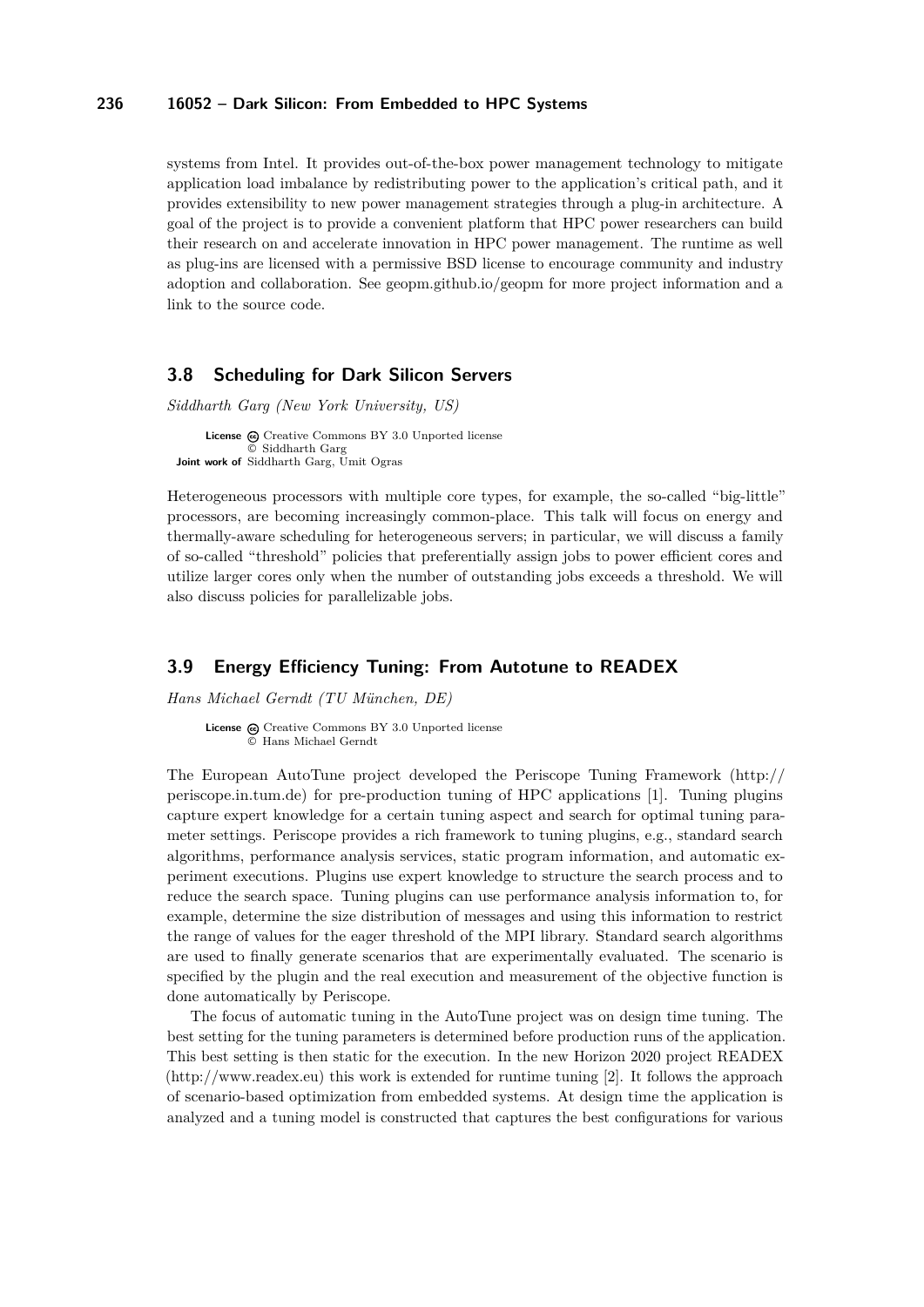systems from Intel. It provides out-of-the-box power management technology to mitigate application load imbalance by redistributing power to the application's critical path, and it provides extensibility to new power management strategies through a plug-in architecture. A goal of the project is to provide a convenient platform that HPC power researchers can build their research on and accelerate innovation in HPC power management. The runtime as well as plug-ins are licensed with a permissive BSD license to encourage community and industry adoption and collaboration. See geopm.github.io/geopm for more project information and a link to the source code.

## 3.8 Scheduling for Dark Silicon Servers

*Siddharth Garg (New York University, US)*

**License** Creative Commons BY 3.0 Unported license
© Siddharth Garg
**Joint work of** Siddharth Garg, Umit Ogras

Heterogeneous processors with multiple core types, for example, the so-called "big-little" processors, are becoming increasingly common-place. This talk will focus on energy and thermally-aware scheduling for heterogeneous servers; in particular, we will discuss a family of so-called "threshold" policies that preferentially assign jobs to power efficient cores and utilize larger cores only when the number of outstanding jobs exceeds a threshold. We will also discuss policies for parallelizable jobs.

## 3.9 Energy Efficiency Tuning: From Autotune to READEX

*Hans Michael Gerndt (TU München, DE)*

**License** Creative Commons BY 3.0 Unported license
© Hans Michael Gerndt

The European AutoTune project developed the Periscope Tuning Framework (http://periscope.in.tum.de) for pre-production tuning of HPC applications [1]. Tuning plugins capture expert knowledge for a certain tuning aspect and search for optimal tuning parameter settings. Periscope provides a rich framework to tuning plugins, e.g., standard search algorithms, performance analysis services, static program information, and automatic experiment executions. Plugins use expert knowledge to structure the search process and to reduce the search space. Tuning plugins can use performance analysis information to, for example, determine the size distribution of messages and using this information to restrict the range of values for the eager threshold of the MPI library. Standard search algorithms are used to finally generate scenarios that are experimentally evaluated. The scenario is specified by the plugin and the real execution and measurement of the objective function is done automatically by Periscope.

The focus of automatic tuning in the AutoTune project was on design time tuning. The best setting for the tuning parameters is determined before production runs of the application. This best setting is then static for the execution. In the new Horizon 2020 project READEX (http://www.readex.eu) this work is extended for runtime tuning [2]. It follows the approach of scenario-based optimization from embedded systems. At design time the application is analyzed and a tuning model is constructed that captures the best configurations for various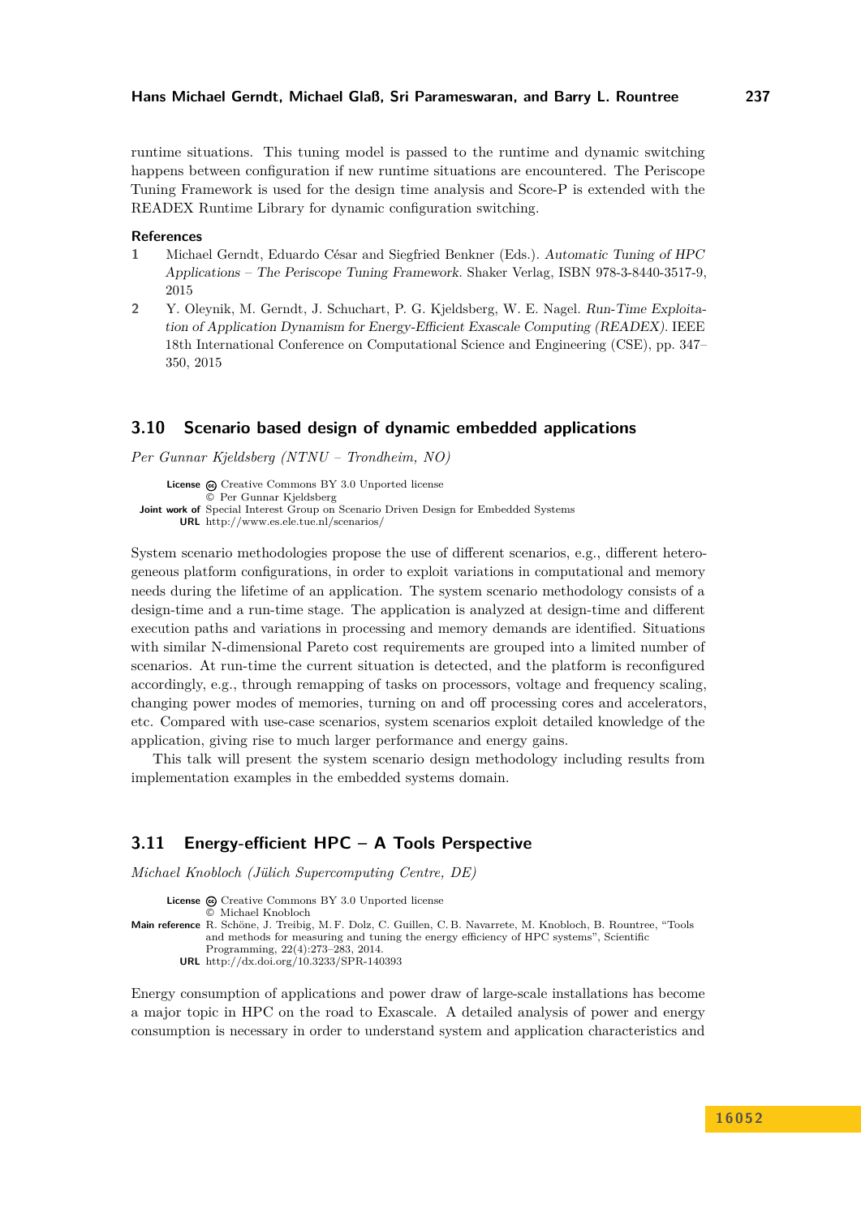runtime situations. This tuning model is passed to the runtime and dynamic switching happens between configuration if new runtime situations are encountered. The Periscope Tuning Framework is used for the design time analysis and Score-P is extended with the READEX Runtime Library for dynamic configuration switching.

**References**

1. Michael Gerndt, Eduardo César and Siegfried Benkner (Eds.). *Automatic Tuning of HPC Applications – The Periscope Tuning Framework*. Shaker Verlag, ISBN 978-3-8440-3517-9, 2015
2. Y. Oleynik, M. Gerndt, J. Schuchart, P. G. Kjeldsberg, W. E. Nagel. *Run-Time Exploitation of Application Dynamism for Energy-Efficient Exascale Computing (READEX)*. IEEE 18th International Conference on Computational Science and Engineering (CSE), pp. 347–350, 2015

## 3.10 Scenario based design of dynamic embedded applications

*Per Gunnar Kjeldsberg (NTNU – Trondheim, NO)*

**License** Creative Commons BY 3.0 Unported license
© Per Gunnar Kjeldsberg
**Joint work of** Special Interest Group on Scenario Driven Design for Embedded Systems
**URL** http://www.es.ele.tue.nl/scenarios/

System scenario methodologies propose the use of different scenarios, e.g., different heterogeneous platform configurations, in order to exploit variations in computational and memory needs during the lifetime of an application. The system scenario methodology consists of a design-time and a run-time stage. The application is analyzed at design-time and different execution paths and variations in processing and memory demands are identified. Situations with similar N-dimensional Pareto cost requirements are grouped into a limited number of scenarios. At run-time the current situation is detected, and the platform is reconfigured accordingly, e.g., through remapping of tasks on processors, voltage and frequency scaling, changing power modes of memories, turning on and off processing cores and accelerators, etc. Compared with use-case scenarios, system scenarios exploit detailed knowledge of the application, giving rise to much larger performance and energy gains.

This talk will present the system scenario design methodology including results from implementation examples in the embedded systems domain.

## 3.11 Energy-efficient HPC – A Tools Perspective

*Michael Knobloch (Jülich Supercomputing Centre, DE)*

**License** Creative Commons BY 3.0 Unported license
© Michael Knobloch
**Main reference** R. Schöne, J. Treibig, M. F. Dolz, C. Guillen, C. B. Navarrete, M. Knobloch, B. Rountree, "Tools and methods for measuring and tuning the energy efficiency of HPC systems", Scientific Programming, 22(4):273–283, 2014.
**URL** http://dx.doi.org/10.3233/SPR-140393

Energy consumption of applications and power draw of large-scale installations has become a major topic in HPC on the road to Exascale. A detailed analysis of power and energy consumption is necessary in order to understand system and application characteristics and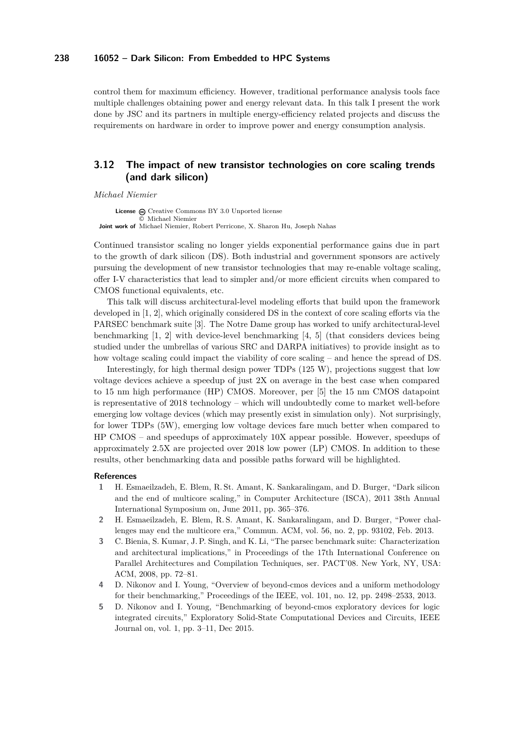control them for maximum efficiency. However, traditional performance analysis tools face multiple challenges obtaining power and energy relevant data. In this talk I present the work done by JSC and its partners in multiple energy-efficiency related projects and discuss the requirements on hardware in order to improve power and energy consumption analysis.

## 3.12 The impact of new transistor technologies on core scaling trends (and dark silicon)

*Michael Niemier*

**License** Creative Commons BY 3.0 Unported license
© Michael Niemier
**Joint work of** Michael Niemier, Robert Perricone, X. Sharon Hu, Joseph Nahas

Continued transistor scaling no longer yields exponential performance gains due in part to the growth of dark silicon (DS). Both industrial and government sponsors are actively pursuing the development of new transistor technologies that may re-enable voltage scaling, offer I-V characteristics that lead to simpler and/or more efficient circuits when compared to CMOS functional equivalents, etc.

This talk will discuss architectural-level modeling efforts that build upon the framework developed in [1, 2], which originally considered DS in the context of core scaling efforts via the PARSEC benchmark suite [3]. The Notre Dame group has worked to unify architectural-level benchmarking [1, 2] with device-level benchmarking [4, 5] (that considers devices being studied under the umbrellas of various SRC and DARPA initiatives) to provide insight as to how voltage scaling could impact the viability of core scaling – and hence the spread of DS.

Interestingly, for high thermal design power TDPs (125 W), projections suggest that low voltage devices achieve a speedup of just 2X on average in the best case when compared to 15 nm high performance (HP) CMOS. Moreover, per [5] the 15 nm CMOS datapoint is representative of 2018 technology – which will undoubtedly come to market well-before emerging low voltage devices (which may presently exist in simulation only). Not surprisingly, for lower TDPs (5W), emerging low voltage devices fare much better when compared to HP CMOS – and speedups of approximately 10X appear possible. However, speedups of approximately 2.5X are projected over 2018 low power (LP) CMOS. In addition to these results, other benchmarking data and possible paths forward will be highlighted.

### References

1. H. Esmaeilzadeh, E. Blem, R. St. Amant, K. Sankaralingam, and D. Burger, "Dark silicon and the end of multicore scaling," in Computer Architecture (ISCA), 2011 38th Annual International Symposium on, June 2011, pp. 365–376.
2. H. Esmaeilzadeh, E. Blem, R. S. Amant, K. Sankaralingam, and D. Burger, "Power challenges may end the multicore era," Commun. ACM, vol. 56, no. 2, pp. 93102, Feb. 2013.
3. C. Bienia, S. Kumar, J. P. Singh, and K. Li, "The parsec benchmark suite: Characterization and architectural implications," in Proceedings of the 17th International Conference on Parallel Architectures and Compilation Techniques, ser. PACT'08. New York, NY, USA: ACM, 2008, pp. 72–81.
4. D. Nikonov and I. Young, "Overview of beyond-cmos devices and a uniform methodology for their benchmarking," Proceedings of the IEEE, vol. 101, no. 12, pp. 2498–2533, 2013.
5. D. Nikonov and I. Young, "Benchmarking of beyond-cmos exploratory devices for logic integrated circuits," Exploratory Solid-State Computational Devices and Circuits, IEEE Journal on, vol. 1, pp. 3–11, Dec 2015.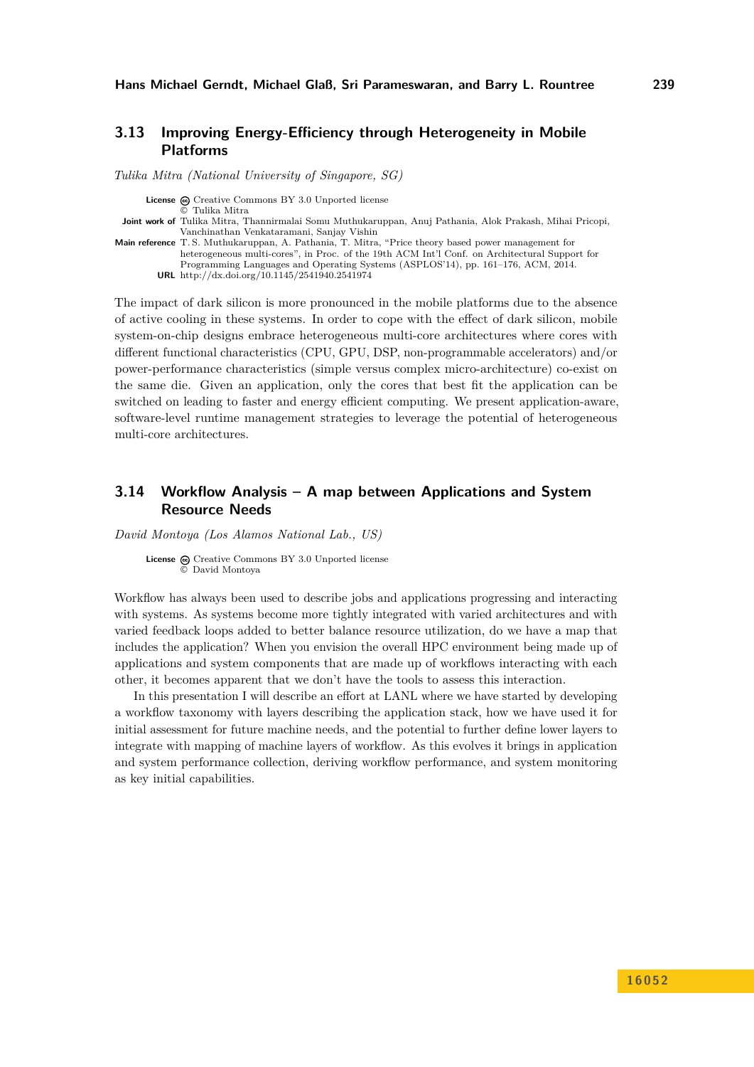### 3.13 Improving Energy-Efficiency through Heterogeneity in Mobile Platforms

*Tulika Mitra (National University of Singapore, SG)*

**License** Creative Commons BY 3.0 Unported license
© Tulika Mitra
**Joint work of** Tulika Mitra, Thannirmalai Somu Muthukaruppan, Anuj Pathania, Alok Prakash, Mihai Pricopi, Vanchinathan Venkataramani, Sanjay Vishin
**Main reference** T. S. Muthukaruppan, A. Pathania, T. Mitra, "Price theory based power management for heterogeneous multi-cores", in Proc. of the 19th ACM Int'l Conf. on Architectural Support for Programming Languages and Operating Systems (ASPLOS'14), pp. 161–176, ACM, 2014.
**URL** http://dx.doi.org/10.1145/2541940.2541974

The impact of dark silicon is more pronounced in the mobile platforms due to the absence of active cooling in these systems. In order to cope with the effect of dark silicon, mobile system-on-chip designs embrace heterogeneous multi-core architectures where cores with different functional characteristics (CPU, GPU, DSP, non-programmable accelerators) and/or power-performance characteristics (simple versus complex micro-architecture) co-exist on the same die. Given an application, only the cores that best fit the application can be switched on leading to faster and energy efficient computing. We present application-aware, software-level runtime management strategies to leverage the potential of heterogeneous multi-core architectures.

### 3.14 Workflow Analysis – A map between Applications and System Resource Needs

*David Montoya (Los Alamos National Lab., US)*

**License** Creative Commons BY 3.0 Unported license
© David Montoya

Workflow has always been used to describe jobs and applications progressing and interacting with systems. As systems become more tightly integrated with varied architectures and with varied feedback loops added to better balance resource utilization, do we have a map that includes the application? When you envision the overall HPC environment being made up of applications and system components that are made up of workflows interacting with each other, it becomes apparent that we don't have the tools to assess this interaction.

In this presentation I will describe an effort at LANL where we have started by developing a workflow taxonomy with layers describing the application stack, how we have used it for initial assessment for future machine needs, and the potential to further define lower layers to integrate with mapping of machine layers of workflow. As this evolves it brings in application and system performance collection, deriving workflow performance, and system monitoring as key initial capabilities.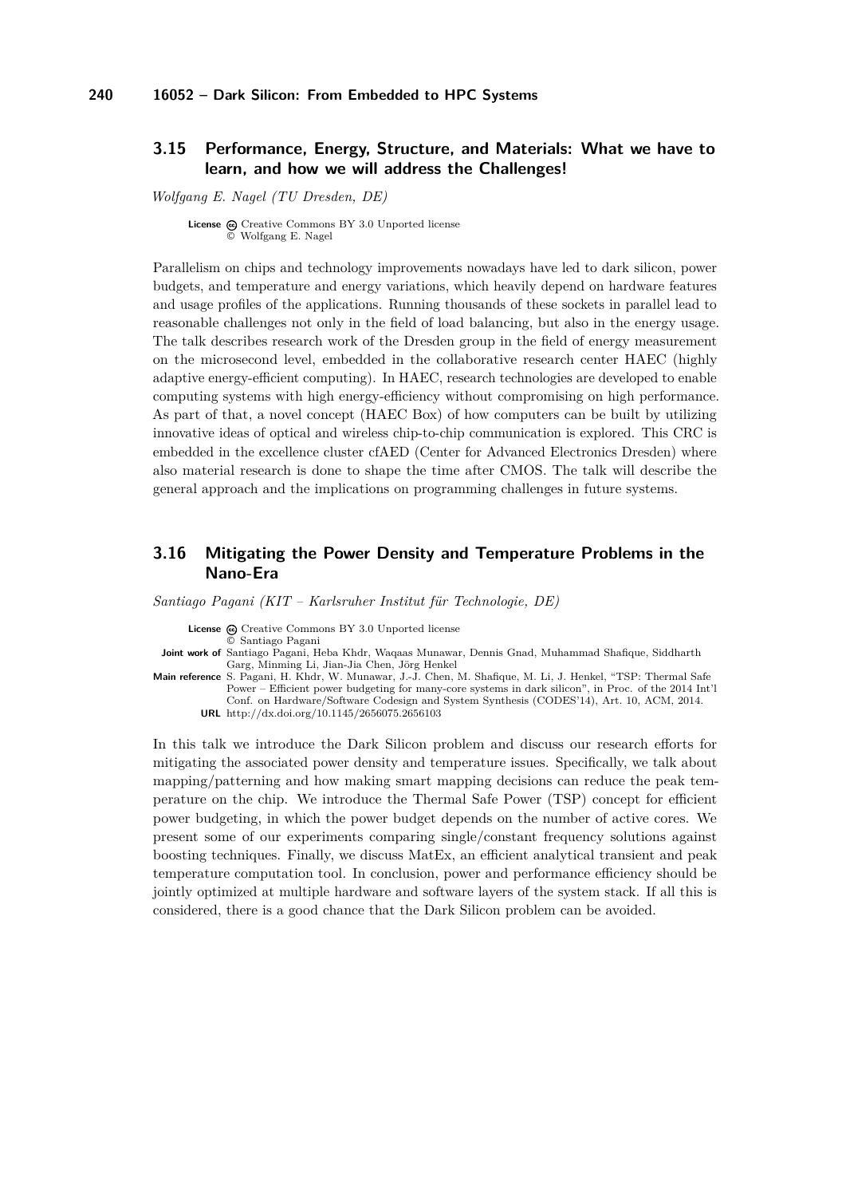## 3.15 Performance, Energy, Structure, and Materials: What we have to learn, and how we will address the Challenges!

*Wolfgang E. Nagel (TU Dresden, DE)*

**License** Creative Commons BY 3.0 Unported license
© Wolfgang E. Nagel

Parallelism on chips and technology improvements nowadays have led to dark silicon, power budgets, and temperature and energy variations, which heavily depend on hardware features and usage profiles of the applications. Running thousands of these sockets in parallel lead to reasonable challenges not only in the field of load balancing, but also in the energy usage. The talk describes research work of the Dresden group in the field of energy measurement on the microsecond level, embedded in the collaborative research center HAEC (highly adaptive energy-efficient computing). In HAEC, research technologies are developed to enable computing systems with high energy-efficiency without compromising on high performance. As part of that, a novel concept (HAEC Box) of how computers can be built by utilizing innovative ideas of optical and wireless chip-to-chip communication is explored. This CRC is embedded in the excellence cluster cfAED (Center for Advanced Electronics Dresden) where also material research is done to shape the time after CMOS. The talk will describe the general approach and the implications on programming challenges in future systems.

## 3.16 Mitigating the Power Density and Temperature Problems in the Nano-Era

*Santiago Pagani (KIT – Karlsruher Institut für Technologie, DE)*

**License** Creative Commons BY 3.0 Unported license
© Santiago Pagani

**Joint work of** Santiago Pagani, Heba Khdr, Waqaas Munawar, Dennis Gnad, Muhammad Shafique, Siddharth Garg, Minming Li, Jian-Jia Chen, Jörg Henkel

**Main reference** S. Pagani, H. Khdr, W. Munawar, J.-J. Chen, M. Shafique, M. Li, J. Henkel, "TSP: Thermal Safe Power – Efficient power budgeting for many-core systems in dark silicon", in Proc. of the 2014 Int'l Conf. on Hardware/Software Codesign and System Synthesis (CODES'14), Art. 10, ACM, 2014.

**URL** http://dx.doi.org/10.1145/2656075.2656103

In this talk we introduce the Dark Silicon problem and discuss our research efforts for mitigating the associated power density and temperature issues. Specifically, we talk about mapping/patterning and how making smart mapping decisions can reduce the peak temperature on the chip. We introduce the Thermal Safe Power (TSP) concept for efficient power budgeting, in which the power budget depends on the number of active cores. We present some of our experiments comparing single/constant frequency solutions against boosting techniques. Finally, we discuss MatEx, an efficient analytical transient and peak temperature computation tool. In conclusion, power and performance efficiency should be jointly optimized at multiple hardware and software layers of the system stack. If all this is considered, there is a good chance that the Dark Silicon problem can be avoided.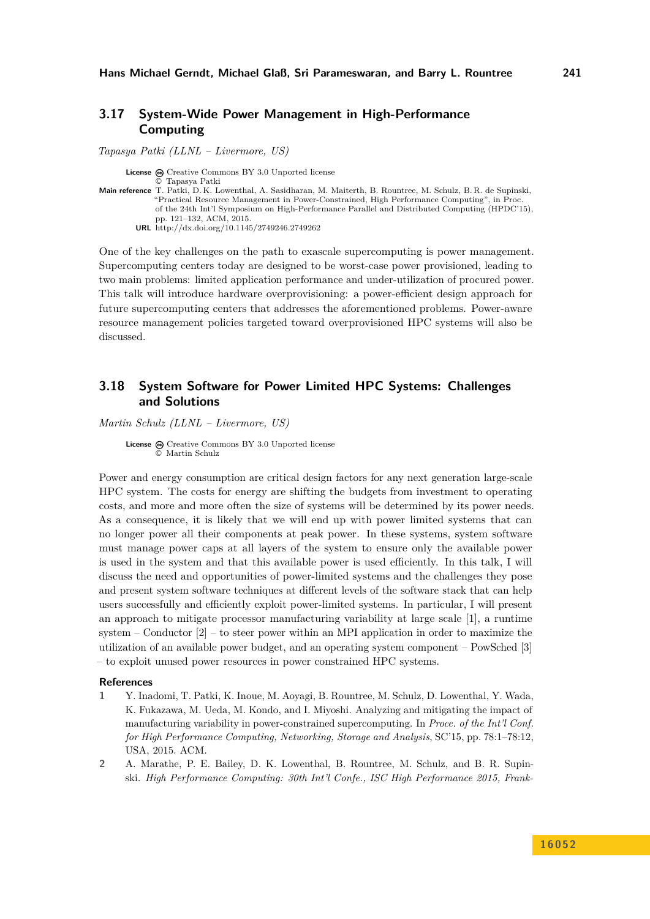## 3.17 System-Wide Power Management in High-Performance Computing

*Tapasya Patki (LLNL – Livermore, US)*

**License** Creative Commons BY 3.0 Unported license
© Tapasya Patki

**Main reference** T. Patki, D. K. Lowenthal, A. Sasidharan, M. Maiterth, B. Rountree, M. Schulz, B. R. de Supinski, "Practical Resource Management in Power-Constrained, High Performance Computing", in Proc. of the 24th Int'l Symposium on High-Performance Parallel and Distributed Computing (HPDC'15), pp. 121–132, ACM, 2015.

**URL** http://dx.doi.org/10.1145/2749246.2749262

One of the key challenges on the path to exascale supercomputing is power management. Supercomputing centers today are designed to be worst-case power provisioned, leading to two main problems: limited application performance and under-utilization of procured power. This talk will introduce hardware overprovisioning: a power-efficient design approach for future supercomputing centers that addresses the aforementioned problems. Power-aware resource management policies targeted toward overprovisioned HPC systems will also be discussed.

## 3.18 System Software for Power Limited HPC Systems: Challenges and Solutions

*Martin Schulz (LLNL – Livermore, US)*

**License** Creative Commons BY 3.0 Unported license
© Martin Schulz

Power and energy consumption are critical design factors for any next generation large-scale HPC system. The costs for energy are shifting the budgets from investment to operating costs, and more and more often the size of systems will be determined by its power needs. As a consequence, it is likely that we will end up with power limited systems that can no longer power all their components at peak power. In these systems, system software must manage power caps at all layers of the system to ensure only the available power is used in the system and that this available power is used efficiently. In this talk, I will discuss the need and opportunities of power-limited systems and the challenges they pose and present system software techniques at different levels of the software stack that can help users successfully and efficiently exploit power-limited systems. In particular, I will present an approach to mitigate processor manufacturing variability at large scale [1], a runtime system – Conductor [2] – to steer power within an MPI application in order to maximize the utilization of an available power budget, and an operating system component – PowSched [3] – to exploit unused power resources in power constrained HPC systems.

### References

1. Y. Inadomi, T. Patki, K. Inoue, M. Aoyagi, B. Rountree, M. Schulz, D. Lowenthal, Y. Wada, K. Fukazawa, M. Ueda, M. Kondo, and I. Miyoshi. Analyzing and mitigating the impact of manufacturing variability in power-constrained supercomputing. In *Proce. of the Int'l Conf. for High Performance Computing, Networking, Storage and Analysis*, SC'15, pp. 78:1–78:12, USA, 2015. ACM.
2. A. Marathe, P. E. Bailey, D. K. Lowenthal, B. Rountree, M. Schulz, and B. R. Supinski. *High Performance Computing: 30th Int'l Confe., ISC High Performance 2015, Frank-*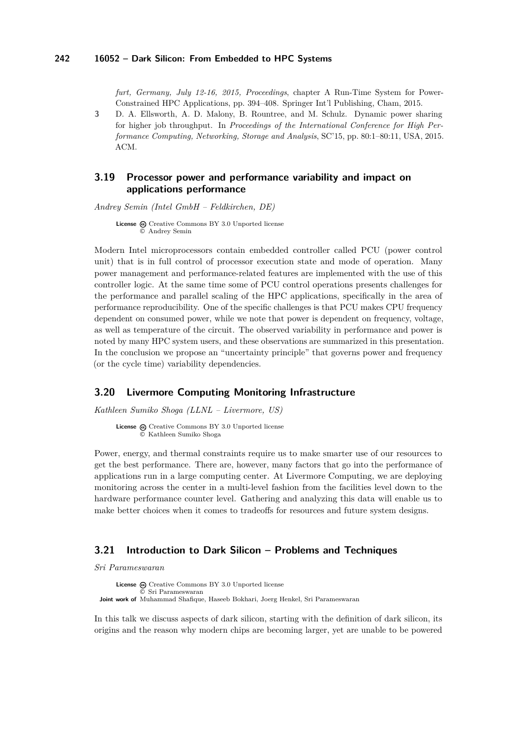*furt, Germany, July 12-16, 2015, Proceedings*, chapter A Run-Time System for Power-Constrained HPC Applications, pp. 394–408. Springer Int'l Publishing, Cham, 2015.

**3** D. A. Ellsworth, A. D. Malony, B. Rountree, and M. Schulz. Dynamic power sharing for higher job throughput. In *Proceedings of the International Conference for High Performance Computing, Networking, Storage and Analysis*, SC'15, pp. 80:1–80:11, USA, 2015. ACM.

## 3.19 Processor power and performance variability and impact on applications performance

*Andrey Semin (Intel GmbH – Feldkirchen, DE)*

**License** Creative Commons BY 3.0 Unported license
© Andrey Semin

Modern Intel microprocessors contain embedded controller called PCU (power control unit) that is in full control of processor execution state and mode of operation. Many power management and performance-related features are implemented with the use of this controller logic. At the same time some of PCU control operations presents challenges for the performance and parallel scaling of the HPC applications, specifically in the area of performance reproducibility. One of the specific challenges is that PCU makes CPU frequency dependent on consumed power, while we note that power is dependent on frequency, voltage, as well as temperature of the circuit. The observed variability in performance and power is noted by many HPC system users, and these observations are summarized in this presentation. In the conclusion we propose an "uncertainty principle" that governs power and frequency (or the cycle time) variability dependencies.

## 3.20 Livermore Computing Monitoring Infrastructure

*Kathleen Sumiko Shoga (LLNL – Livermore, US)*

**License** Creative Commons BY 3.0 Unported license
© Kathleen Sumiko Shoga

Power, energy, and thermal constraints require us to make smarter use of our resources to get the best performance. There are, however, many factors that go into the performance of applications run in a large computing center. At Livermore Computing, we are deploying monitoring across the center in a multi-level fashion from the facilities level down to the hardware performance counter level. Gathering and analyzing this data will enable us to make better choices when it comes to tradeoffs for resources and future system designs.

## 3.21 Introduction to Dark Silicon – Problems and Techniques

*Sri Parameswaran*

**License** Creative Commons BY 3.0 Unported license
© Sri Parameswaran
**Joint work of** Muhammad Shafique, Haseeb Bokhari, Joerg Henkel, Sri Parameswaran

In this talk we discuss aspects of dark silicon, starting with the definition of dark silicon, its origins and the reason why modern chips are becoming larger, yet are unable to be powered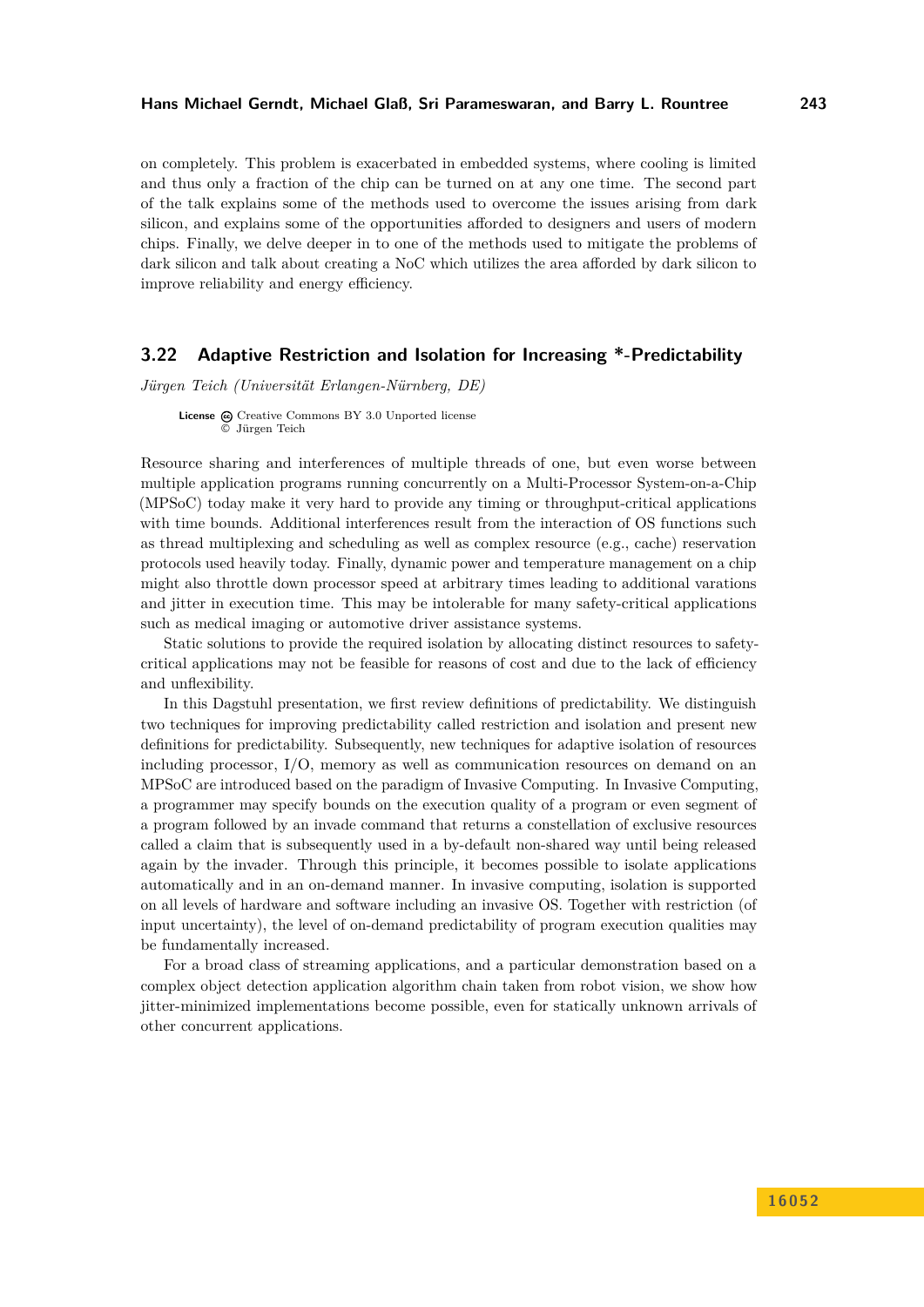on completely. This problem is exacerbated in embedded systems, where cooling is limited and thus only a fraction of the chip can be turned on at any one time. The second part of the talk explains some of the methods used to overcome the issues arising from dark silicon, and explains some of the opportunities afforded to designers and users of modern chips. Finally, we delve deeper in to one of the methods used to mitigate the problems of dark silicon and talk about creating a NoC which utilizes the area afforded by dark silicon to improve reliability and energy efficiency.

## 3.22 Adaptive Restriction and Isolation for Increasing *-Predictability

*Jürgen Teich (Universität Erlangen-Nürnberg, DE)*

**License** Creative Commons BY 3.0 Unported license
© Jürgen Teich

Resource sharing and interferences of multiple threads of one, but even worse between multiple application programs running concurrently on a Multi-Processor System-on-a-Chip (MPSoC) today make it very hard to provide any timing or throughput-critical applications with time bounds. Additional interferences result from the interaction of OS functions such as thread multiplexing and scheduling as well as complex resource (e.g., cache) reservation protocols used heavily today. Finally, dynamic power and temperature management on a chip might also throttle down processor speed at arbitrary times leading to additional varations and jitter in execution time. This may be intolerable for many safety-critical applications such as medical imaging or automotive driver assistance systems.

Static solutions to provide the required isolation by allocating distinct resources to safety-critical applications may not be feasible for reasons of cost and due to the lack of efficiency and unflexibility.

In this Dagstuhl presentation, we first review definitions of predictability. We distinguish two techniques for improving predictability called restriction and isolation and present new definitions for predictability. Subsequently, new techniques for adaptive isolation of resources including processor, I/O, memory as well as communication resources on demand on an MPSoC are introduced based on the paradigm of Invasive Computing. In Invasive Computing, a programmer may specify bounds on the execution quality of a program or even segment of a program followed by an invade command that returns a constellation of exclusive resources called a claim that is subsequently used in a by-default non-shared way until being released again by the invader. Through this principle, it becomes possible to isolate applications automatically and in an on-demand manner. In invasive computing, isolation is supported on all levels of hardware and software including an invasive OS. Together with restriction (of input uncertainty), the level of on-demand predictability of program execution qualities may be fundamentally increased.

For a broad class of streaming applications, and a particular demonstration based on a complex object detection application algorithm chain taken from robot vision, we show how jitter-minimized implementations become possible, even for statically unknown arrivals of other concurrent applications.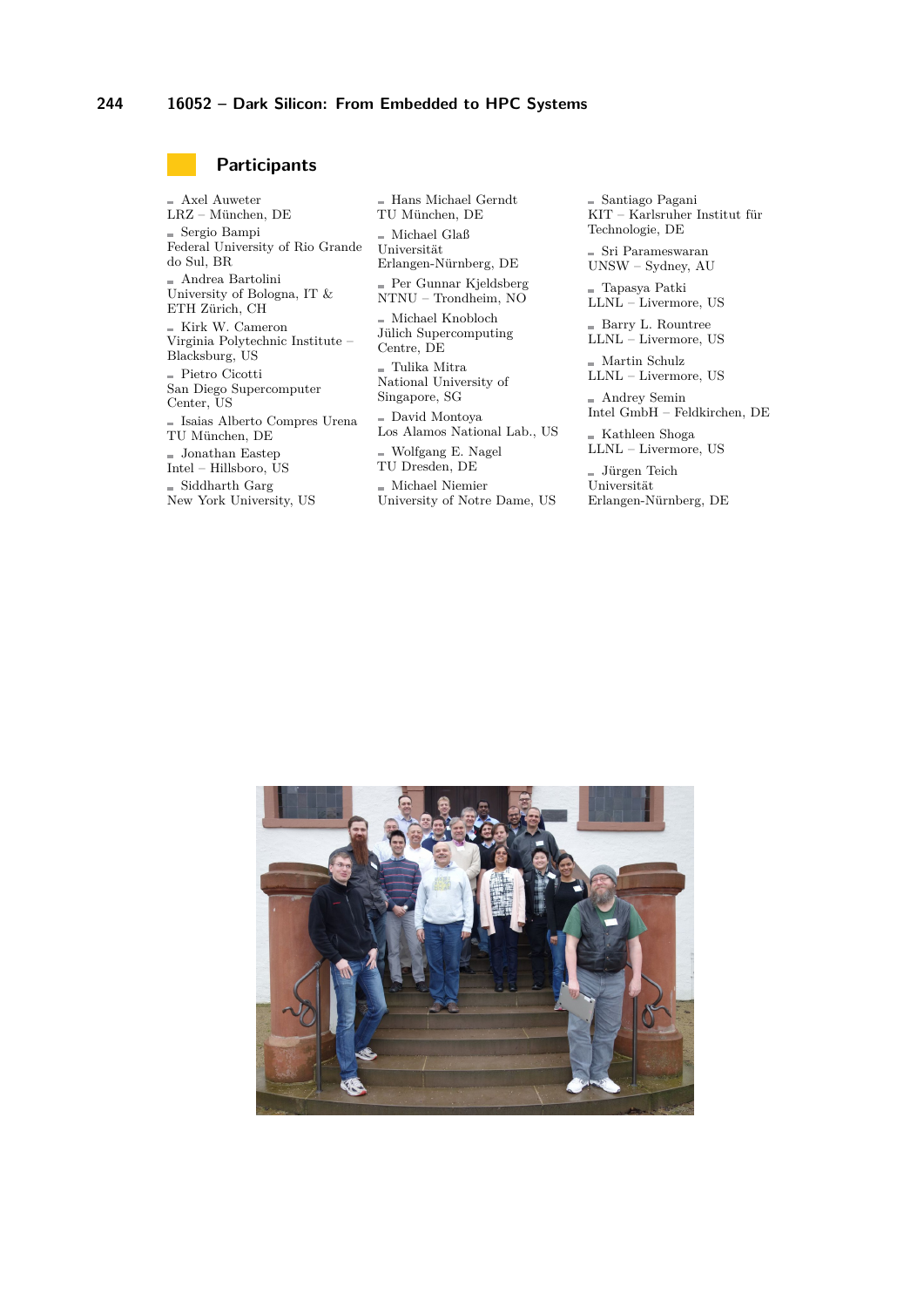## Participants

- Axel Auweter
LRZ – München, DE
- Sergio Bampi
Federal University of Rio Grande do Sul, BR
- Andrea Bartolini
University of Bologna, IT & ETH Zürich, CH
- Kirk W. Cameron
Virginia Polytechnic Institute – Blacksburg, US
- Pietro Cicotti
San Diego Supercomputer Center, US
- Isaias Alberto Compres Urena
TU München, DE
- Jonathan Eastep
Intel – Hillsboro, US
- Siddharth Garg
New York University, US
- Hans Michael Gerndt
TU München, DE
- Michael Glaß
Universität Erlangen-Nürnberg, DE
- Per Gunnar Kjeldsberg
NTNU – Trondheim, NO
- Michael Knobloch
Jülich Supercomputing Centre, DE
- Tulika Mitra
National University of Singapore, SG
- David Montoya
Los Alamos National Lab., US
- Wolfgang E. Nagel
TU Dresden, DE
- Michael Niemier
University of Notre Dame, US
- Santiago Pagani
KIT – Karlsruher Institut für Technologie, DE
- Sri Parameswaran
UNSW – Sydney, AU
- Tapasya Patki
LLNL – Livermore, US
- Barry L. Rountree
LLNL – Livermore, US
- Martin Schulz
LLNL – Livermore, US
- Andrey Semin
Intel GmbH – Feldkirchen, DE
- Kathleen Shoga
LLNL – Livermore, US
- Jürgen Teich
Universität Erlangen-Nürnberg, DE